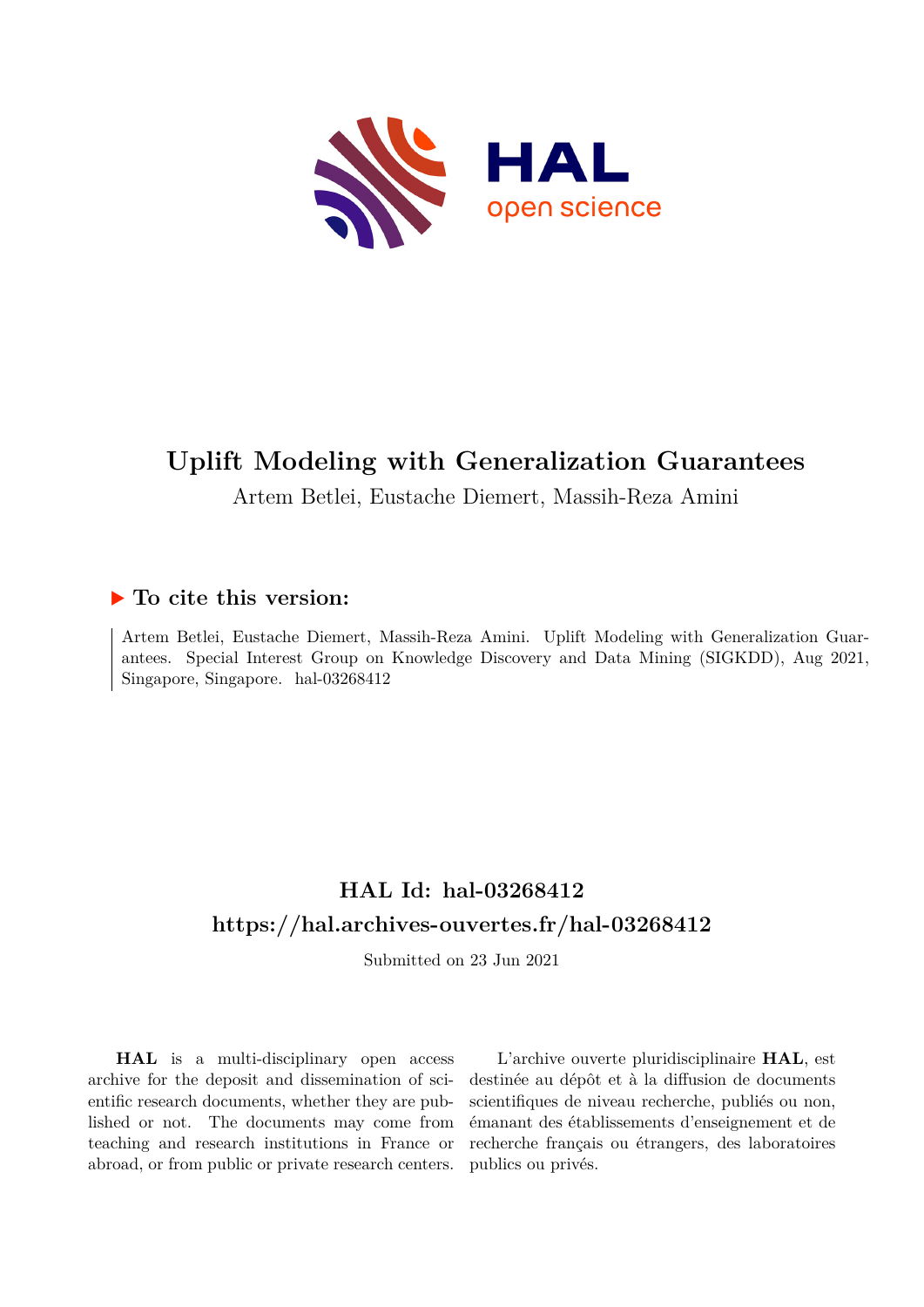# Uplift Modeling with Generalization Guarantees

Artem Betlei, Eustache Diemert, Massih-Reza Amini

## ▶ To cite this version:

Artem Betlei, Eustache Diemert, Massih-Reza Amini. Uplift Modeling with Generalization Guarantees. Special Interest Group on Knowledge Discovery and Data Mining (SIGKDD), Aug 2021, Singapore, Singapore. hal-03268412

## HAL Id: hal-03268412

## https://hal.archives-ouvertes.fr/hal-03268412

Submitted on 23 Jun 2021

**HAL** is a multi-disciplinary open access archive for the deposit and dissemination of scientific research documents, whether they are published or not. The documents may come from teaching and research institutions in France or abroad, or from public or private research centers.

L'archive ouverte pluridisciplinaire **HAL**, est destinée au dépôt et à la diffusion de documents scientifiques de niveau recherche, publiés ou non, émanant des établissements d'enseignement et de recherche français ou étrangers, des laboratoires publics ou privés.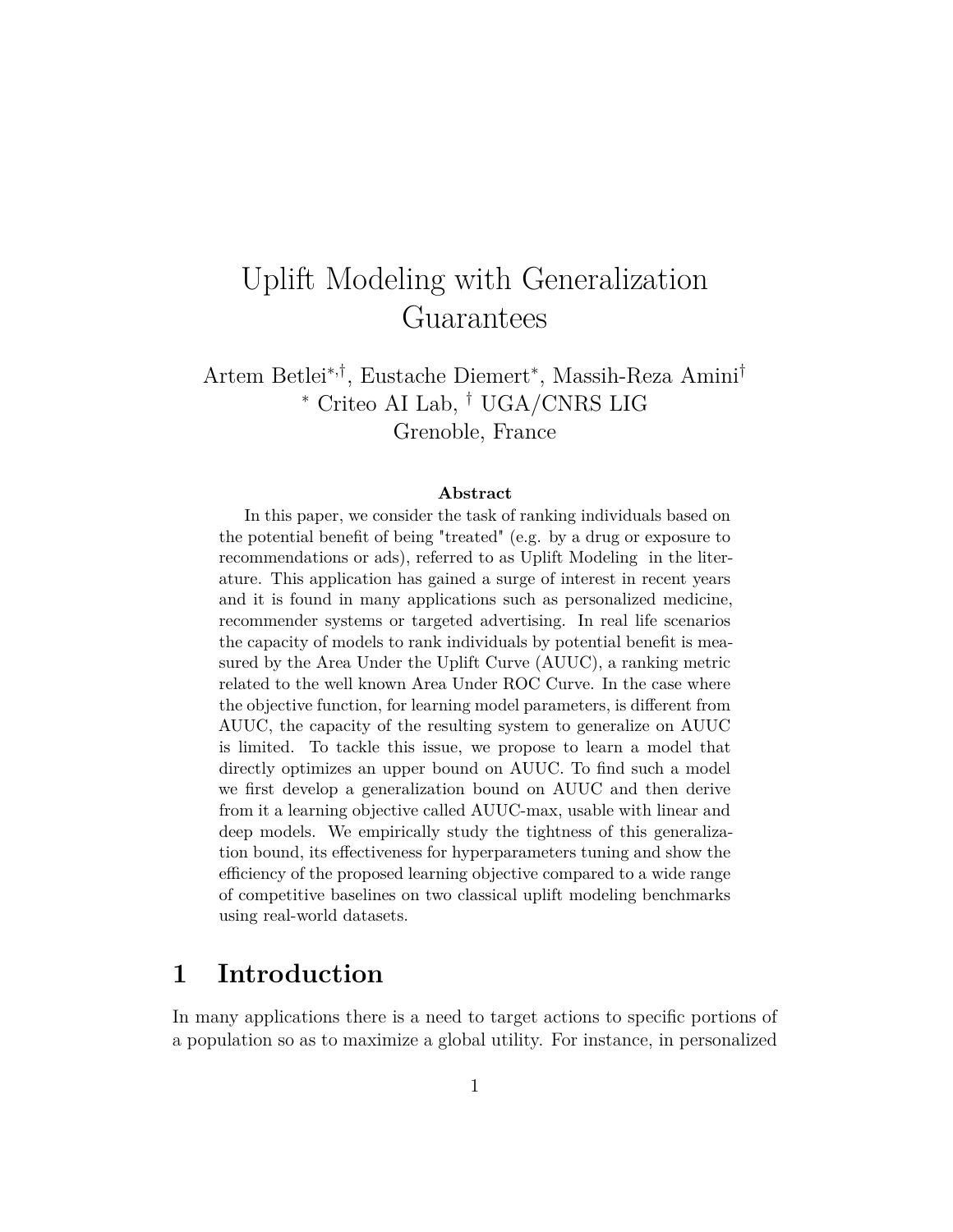# Uplift Modeling with Generalization Guarantees

Artem Betlei[*,†], Eustache Diemert[*], Massih-Reza Amini[†]
[*] Criteo AI Lab, [†] UGA/CNRS LIG
Grenoble, France

**Abstract**

In this paper, we consider the task of ranking individuals based on the potential benefit of being "treated" (e.g. by a drug or exposure to recommendations or ads), referred to as Uplift Modeling in the literature. This application has gained a surge of interest in recent years and it is found in many applications such as personalized medicine, recommender systems or targeted advertising. In real life scenarios the capacity of models to rank individuals by potential benefit is measured by the Area Under the Uplift Curve (AUUC), a ranking metric related to the well known Area Under ROC Curve. In the case where the objective function, for learning model parameters, is different from AUUC, the capacity of the resulting system to generalize on AUUC is limited. To tackle this issue, we propose to learn a model that directly optimizes an upper bound on AUUC. To find such a model we first develop a generalization bound on AUUC and then derive from it a learning objective called AUUC-max, usable with linear and deep models. We empirically study the tightness of this generalization bound, its effectiveness for hyperparameters tuning and show the efficiency of the proposed learning objective compared to a wide range of competitive baselines on two classical uplift modeling benchmarks using real-world datasets.

## 1 Introduction

In many applications there is a need to target actions to specific portions of a population so as to maximize a global utility. For instance, in personalized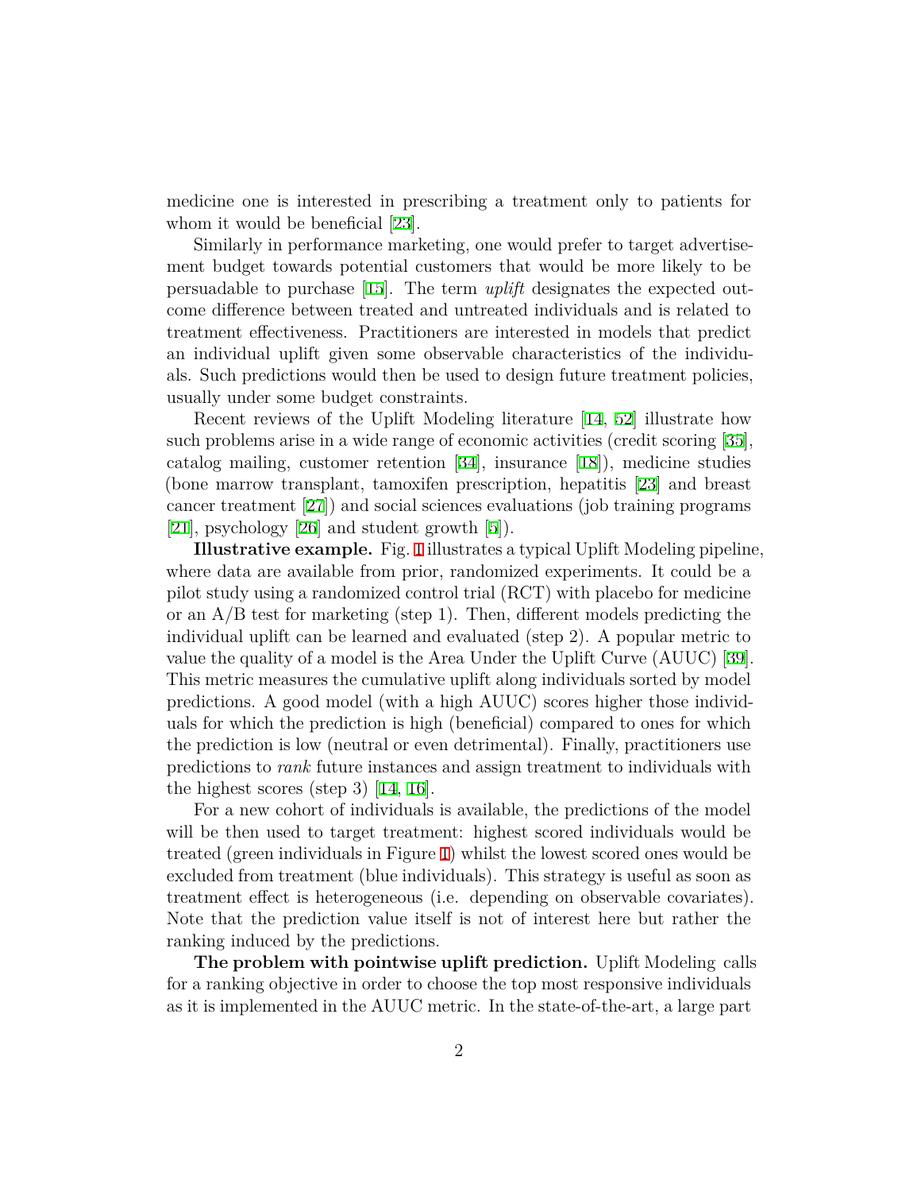medicine one is interested in prescribing a treatment only to patients for whom it would be beneficial [23].

Similarly in performance marketing, one would prefer to target advertisement budget towards potential customers that would be more likely to be persuadable to purchase [15]. The term *uplift* designates the expected outcome difference between treated and untreated individuals and is related to treatment effectiveness. Practitioners are interested in models that predict an individual uplift given some observable characteristics of the individuals. Such predictions would then be used to design future treatment policies, usually under some budget constraints.

Recent reviews of the Uplift Modeling literature [14, 52] illustrate how such problems arise in a wide range of economic activities (credit scoring [35], catalog mailing, customer retention [34], insurance [18]), medicine studies (bone marrow transplant, tamoxifen prescription, hepatitis [23] and breast cancer treatment [27]) and social sciences evaluations (job training programs [21], psychology [26] and student growth [5]).

**Illustrative example.** Fig. 1 illustrates a typical Uplift Modeling pipeline, where data are available from prior, randomized experiments. It could be a pilot study using a randomized control trial (RCT) with placebo for medicine or an A/B test for marketing (step 1). Then, different models predicting the individual uplift can be learned and evaluated (step 2). A popular metric to value the quality of a model is the Area Under the Uplift Curve (AUUC) [39]. This metric measures the cumulative uplift along individuals sorted by model predictions. A good model (with a high AUUC) scores higher those individuals for which the prediction is high (beneficial) compared to ones for which the prediction is low (neutral or even detrimental). Finally, practitioners use predictions to *rank* future instances and assign treatment to individuals with the highest scores (step 3) [14, 16].

For a new cohort of individuals is available, the predictions of the model will be then used to target treatment: highest scored individuals would be treated (green individuals in Figure 1) whilst the lowest scored ones would be excluded from treatment (blue individuals). This strategy is useful as soon as treatment effect is heterogeneous (i.e. depending on observable covariates). Note that the prediction value itself is not of interest here but rather the ranking induced by the predictions.

**The problem with pointwise uplift prediction.** Uplift Modeling calls for a ranking objective in order to choose the top most responsive individuals as it is implemented in the AUUC metric. In the state-of-the-art, a large part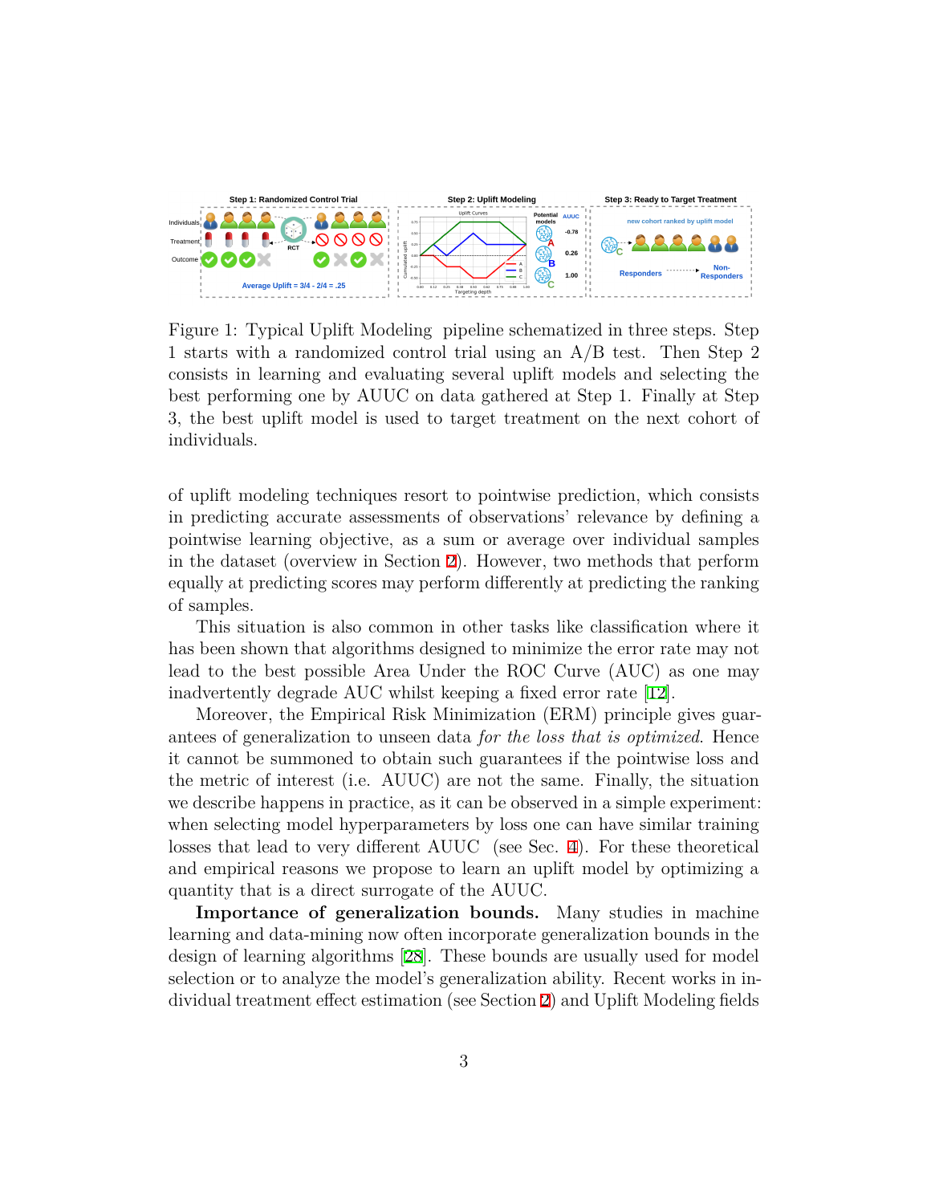Step 1: Randomized Control Trial

Individuals

Treatment

Outcome

RCT

Average Uplift = 3/4 - 2/4 = .25

Step 2: Uplift Modeling

Uplift Curves

Cumulated uplift

Targeting depth

Potential models

AUUC

A -0.78

B 0.26

C 1.00

Step 3: Ready to Target Treatment

new cohort ranked by uplift model

C

Responders

Non-Responders

Figure 1: Typical Uplift Modeling pipeline schematized in three steps. Step 1 starts with a randomized control trial using an A/B test. Then Step 2 consists in learning and evaluating several uplift models and selecting the best performing one by AUUC on data gathered at Step 1. Finally at Step 3, the best uplift model is used to target treatment on the next cohort of individuals.

of uplift modeling techniques resort to pointwise prediction, which consists in predicting accurate assessments of observations' relevance by defining a pointwise learning objective, as a sum or average over individual samples in the dataset (overview in Section 2). However, two methods that perform equally at predicting scores may perform differently at predicting the ranking of samples.

This situation is also common in other tasks like classification where it has been shown that algorithms designed to minimize the error rate may not lead to the best possible Area Under the ROC Curve (AUC) as one may inadvertently degrade AUC whilst keeping a fixed error rate [12].

Moreover, the Empirical Risk Minimization (ERM) principle gives guarantees of generalization to unseen data *for the loss that is optimized*. Hence it cannot be summoned to obtain such guarantees if the pointwise loss and the metric of interest (i.e. AUUC) are not the same. Finally, the situation we describe happens in practice, as it can be observed in a simple experiment: when selecting model hyperparameters by loss one can have similar training losses that lead to very different AUUC (see Sec. 4). For these theoretical and empirical reasons we propose to learn an uplift model by optimizing a quantity that is a direct surrogate of the AUUC.

**Importance of generalization bounds.** Many studies in machine learning and data-mining now often incorporate generalization bounds in the design of learning algorithms [28]. These bounds are usually used for model selection or to analyze the model's generalization ability. Recent works in individual treatment effect estimation (see Section 2) and Uplift Modeling fields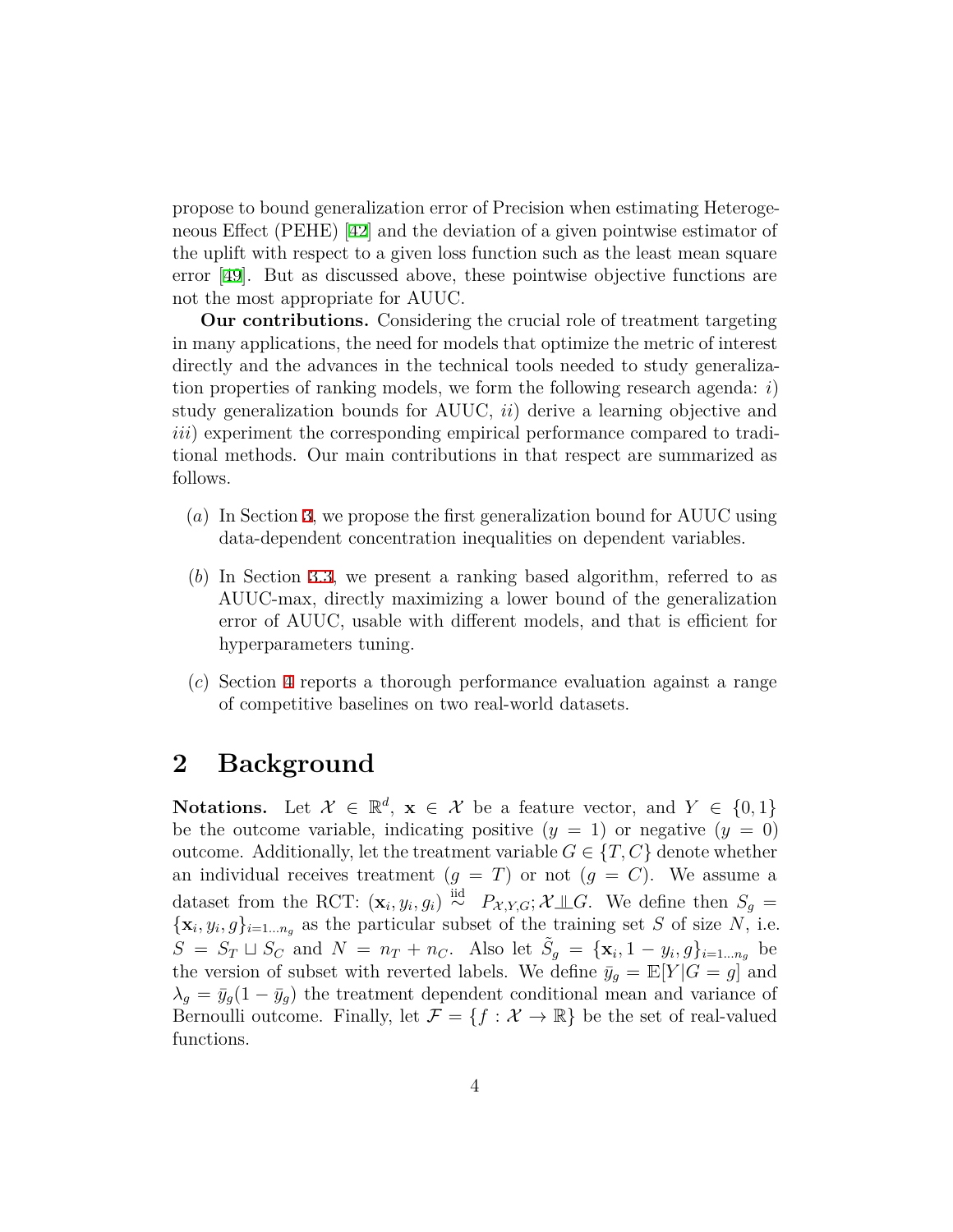propose to bound generalization error of Precision when estimating Heterogeneous Effect (PEHE) [42] and the deviation of a given pointwise estimator of the uplift with respect to a given loss function such as the least mean square error [49]. But as discussed above, these pointwise objective functions are not the most appropriate for AUUC.

**Our contributions.** Considering the crucial role of treatment targeting in many applications, the need for models that optimize the metric of interest directly and the advances in the technical tools needed to study generalization properties of ranking models, we form the following research agenda: *i*) study generalization bounds for AUUC, *ii*) derive a learning objective and *iii*) experiment the corresponding empirical performance compared to traditional methods. Our main contributions in that respect are summarized as follows.

(*a*) In Section 3, we propose the first generalization bound for AUUC using data-dependent concentration inequalities on dependent variables.

(*b*) In Section 3.3, we present a ranking based algorithm, referred to as AUUC-max, directly maximizing a lower bound of the generalization error of AUUC, usable with different models, and that is efficient for hyperparameters tuning.

(*c*) Section 4 reports a thorough performance evaluation against a range of competitive baselines on two real-world datasets.

## 2 Background

**Notations.** Let $\mathcal{X} \in \mathbb{R}^d$, $\mathbf{x} \in \mathcal{X}$ be a feature vector, and $Y \in \{0, 1\}$ be the outcome variable, indicating positive ($y = 1$) or negative ($y = 0$) outcome. Additionally, let the treatment variable $G \in \{T, C\}$ denote whether an individual receives treatment ($g = T$) or not ($g = C$). We assume a dataset from the RCT: $(\mathbf{x}_i, y_i, g_i) \overset{\text{iid}}{\sim} P_{\mathcal{X},Y,G}; \mathcal{X} \perp\!\!\!\perp G$. We define then $S_g = \{\mathbf{x}_i, y_i, g\}_{i=1 \dots n_g}$ as the particular subset of the training set $S$ of size $N$, i.e. $S = S_T \sqcup S_C$ and $N = n_T + n_C$. Also let $\tilde{S}_g = \{\mathbf{x}_i, 1 - y_i, g\}_{i=1 \dots n_g}$ be the version of subset with reverted labels. We define $\bar{y}_g = \mathbb{E}[Y|G = g]$ and $\lambda_g = \bar{y}_g(1 - \bar{y}_g)$ the treatment dependent conditional mean and variance of Bernoulli outcome. Finally, let $\mathcal{F} = \{f : \mathcal{X} \to \mathbb{R}\}$ be the set of real-valued functions.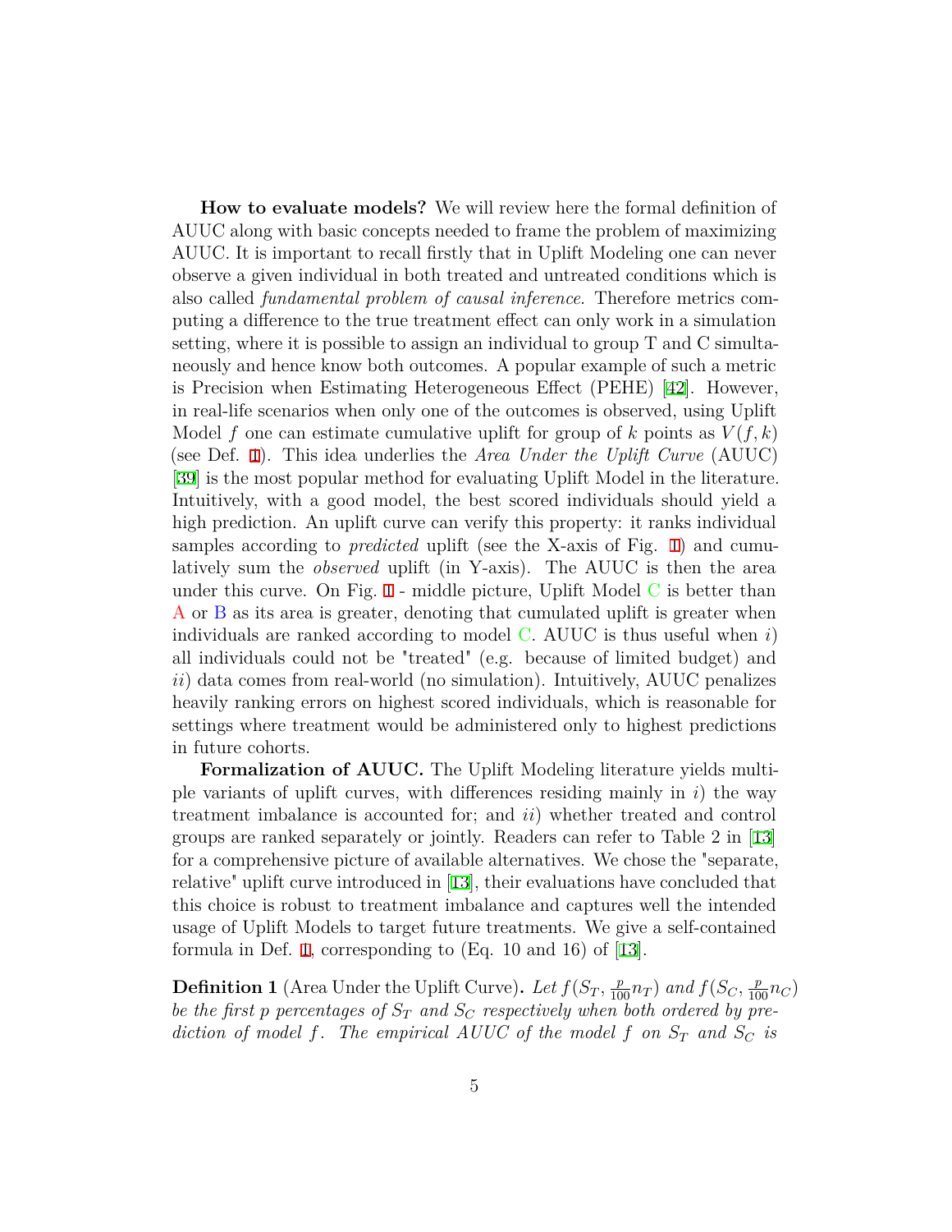**How to evaluate models?** We will review here the formal definition of AUUC along with basic concepts needed to frame the problem of maximizing AUUC. It is important to recall firstly that in Uplift Modeling one can never observe a given individual in both treated and untreated conditions which is also called *fundamental problem of causal inference*. Therefore metrics computing a difference to the true treatment effect can only work in a simulation setting, where it is possible to assign an individual to group T and C simultaneously and hence know both outcomes. A popular example of such a metric is Precision when Estimating Heterogeneous Effect (PEHE) [42]. However, in real-life scenarios when only one of the outcomes is observed, using Uplift Model $f$ one can estimate cumulative uplift for group of $k$ points as $V(f, k)$ (see Def. 1). This idea underlies the *Area Under the Uplift Curve* (AUUC) [39] is the most popular method for evaluating Uplift Model in the literature. Intuitively, with a good model, the best scored individuals should yield a high prediction. An uplift curve can verify this property: it ranks individual samples according to *predicted* uplift (see the X-axis of Fig. 1) and cumulatively sum the *observed* uplift (in Y-axis). The AUUC is then the area under this curve. On Fig. 1 - middle picture, Uplift Model C is better than A or B as its area is greater, denoting that cumulated uplift is greater when individuals are ranked according to model C. AUUC is thus useful when $i$) all individuals could not be "treated" (e.g. because of limited budget) and $ii$) data comes from real-world (no simulation). Intuitively, AUUC penalizes heavily ranking errors on highest scored individuals, which is reasonable for settings where treatment would be administered only to highest predictions in future cohorts.

**Formalization of AUUC.** The Uplift Modeling literature yields multiple variants of uplift curves, with differences residing mainly in $i$) the way treatment imbalance is accounted for; and $ii$) whether treated and control groups are ranked separately or jointly. Readers can refer to Table 2 in [13] for a comprehensive picture of available alternatives. We chose the "separate, relative" uplift curve introduced in [13], their evaluations have concluded that this choice is robust to treatment imbalance and captures well the intended usage of Uplift Models to target future treatments. We give a self-contained formula in Def. 1, corresponding to (Eq. 10 and 16) of [13].

**Definition 1** (Area Under the Uplift Curve)**.** *Let $f(S_T, \frac{p}{100}n_T)$ and $f(S_C, \frac{p}{100}n_C)$ be the first $p$ percentages of $S_T$ and $S_C$ respectively when both ordered by prediction of model $f$. The empirical AUUC of the model $f$ on $S_T$ and $S_C$ is*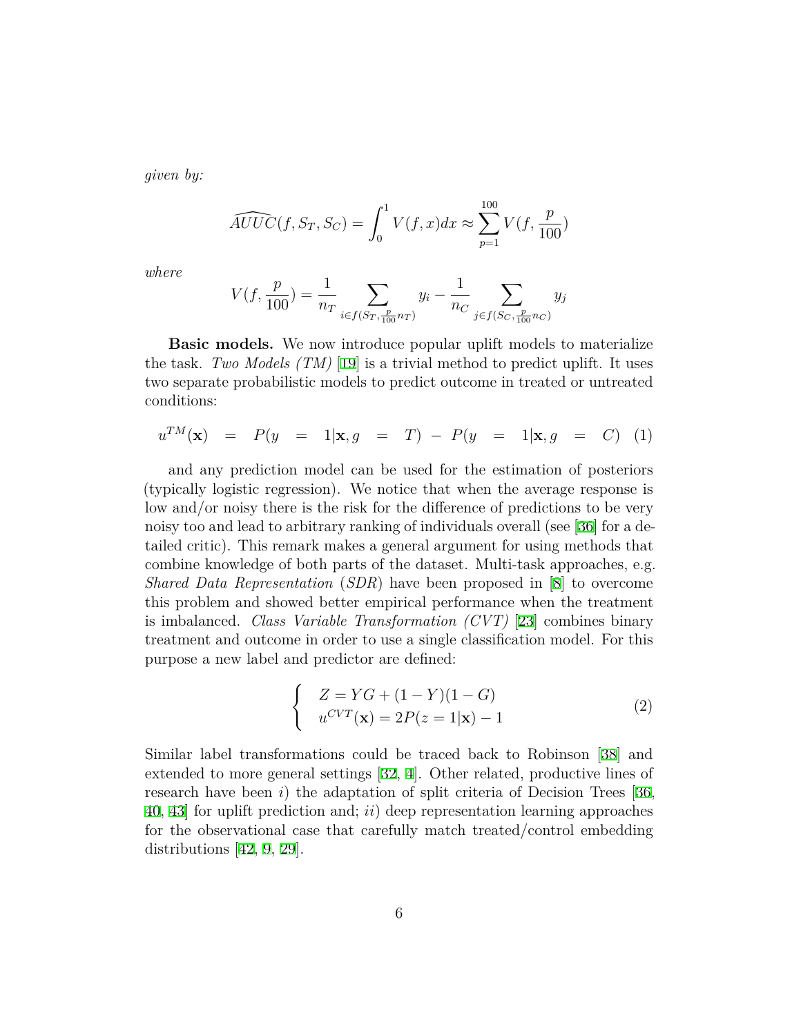*given by:*

$$\widehat{AUUC}(f, S_T, S_C) = \int_0^1 V(f, x)dx \approx \sum_{p=1}^{100} V(f, \frac{p}{100})$$

*where*

$$V(f, \frac{p}{100}) = \frac{1}{n_T} \sum_{i \in f(S_T, \frac{p}{100} n_T)} y_i - \frac{1}{n_C} \sum_{j \in f(S_C, \frac{p}{100} n_C)} y_j$$

**Basic models.** We now introduce popular uplift models to materialize the task. *Two Models (TM)* [19] is a trivial method to predict uplift. It uses two separate probabilistic models to predict outcome in treated or untreated conditions:

$$u^{TM}(\mathbf{x}) = P(y = 1|\mathbf{x}, g = T) - P(y = 1|\mathbf{x}, g = C) \quad (1)$$

and any prediction model can be used for the estimation of posteriors (typically logistic regression). We notice that when the average response is low and/or noisy there is the risk for the difference of predictions to be very noisy too and lead to arbitrary ranking of individuals overall (see [36] for a detailed critic). This remark makes a general argument for using methods that combine knowledge of both parts of the dataset. Multi-task approaches, e.g. *Shared Data Representation* (*SDR*) have been proposed in [8] to overcome this problem and showed better empirical performance when the treatment is imbalanced. *Class Variable Transformation (CVT)* [23] combines binary treatment and outcome in order to use a single classification model. For this purpose a new label and predictor are defined:

$$\begin{cases} Z = YG + (1-Y)(1-G) \\ u^{CVT}(\mathbf{x}) = 2P(z = 1|\mathbf{x}) - 1 \end{cases} \quad (2)$$

Similar label transformations could be traced back to Robinson [38] and extended to more general settings [32, 4]. Other related, productive lines of research have been *i*) the adaptation of split criteria of Decision Trees [36, 40, 43] for uplift prediction and; *ii*) deep representation learning approaches for the observational case that carefully match treated/control embedding distributions [42, 9, 29].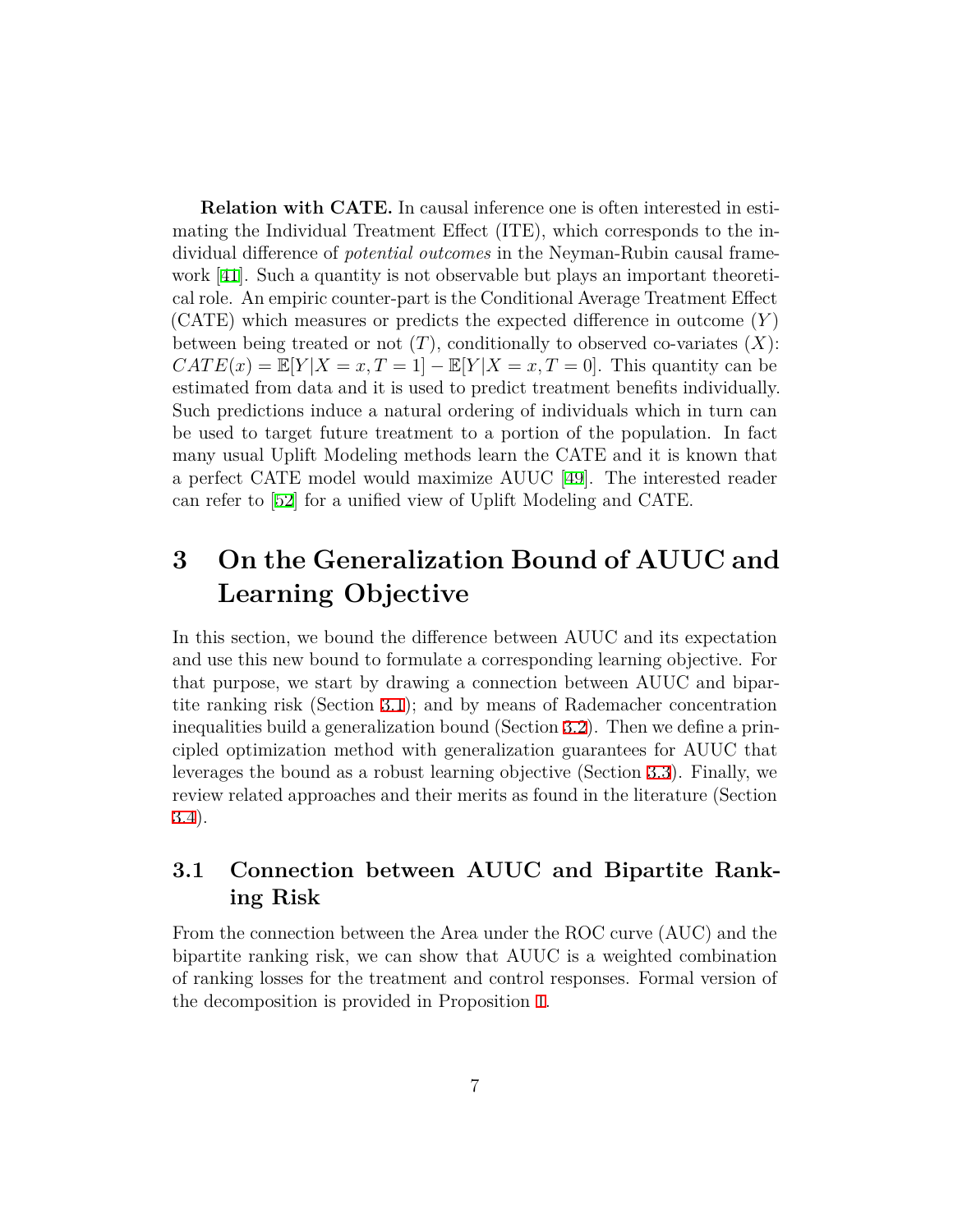**Relation with CATE.** In causal inference one is often interested in estimating the Individual Treatment Effect (ITE), which corresponds to the individual difference of *potential outcomes* in the Neyman-Rubin causal framework [41]. Such a quantity is not observable but plays an important theoretical role. An empiric counter-part is the Conditional Average Treatment Effect (CATE) which measures or predicts the expected difference in outcome ($Y$) between being treated or not ($T$), conditionally to observed co-variates ($X$): $CATE(x) = \mathbb{E}[Y|X = x, T = 1] - \mathbb{E}[Y|X = x, T = 0]$. This quantity can be estimated from data and it is used to predict treatment benefits individually. Such predictions induce a natural ordering of individuals which in turn can be used to target future treatment to a portion of the population. In fact many usual Uplift Modeling methods learn the CATE and it is known that a perfect CATE model would maximize AUUC [49]. The interested reader can refer to [52] for a unified view of Uplift Modeling and CATE.

# 3 On the Generalization Bound of AUUC and Learning Objective

In this section, we bound the difference between AUUC and its expectation and use this new bound to formulate a corresponding learning objective. For that purpose, we start by drawing a connection between AUUC and bipartite ranking risk (Section 3.1); and by means of Rademacher concentration inequalities build a generalization bound (Section 3.2). Then we define a principled optimization method with generalization guarantees for AUUC that leverages the bound as a robust learning objective (Section 3.3). Finally, we review related approaches and their merits as found in the literature (Section 3.4).

## 3.1 Connection between AUUC and Bipartite Ranking Risk

From the connection between the Area under the ROC curve (AUC) and the bipartite ranking risk, we can show that AUUC is a weighted combination of ranking losses for the treatment and control responses. Formal version of the decomposition is provided in Proposition 1.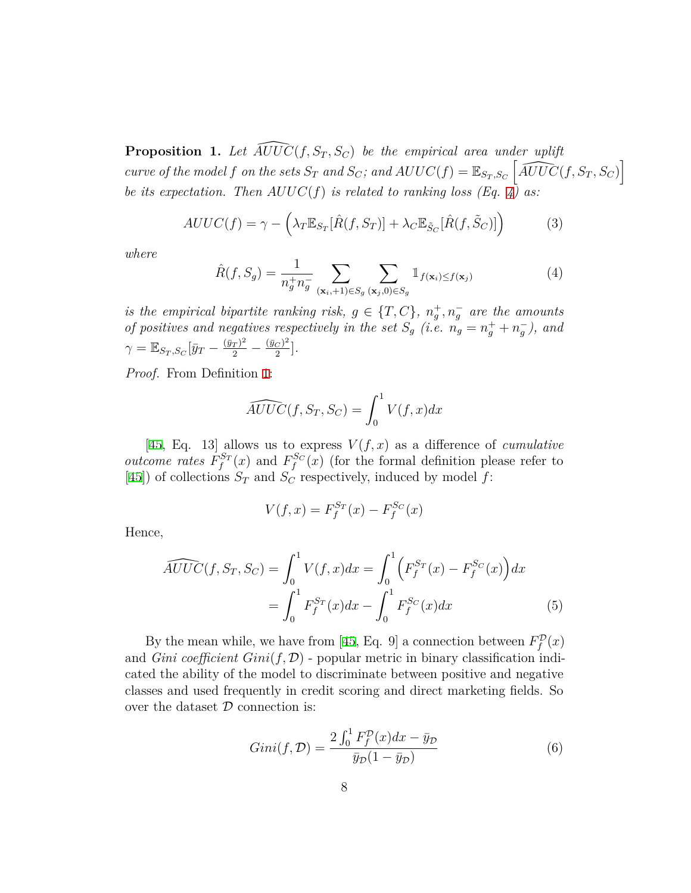**Proposition 1.** *Let $\widehat{AUUC}(f, S_T, S_C)$ be the empirical area under uplift curve of the model $f$ on the sets $S_T$ and $S_C$; and $AUUC(f) = \mathbb{E}_{S_T,S_C}\left[\widehat{AUUC}(f, S_T, S_C)\right]$ be its expectation. Then $AUUC(f)$ is related to ranking loss (Eq. 4) as:*

$$AUUC(f) = \gamma - \left(\lambda_T \mathbb{E}_{S_T}[\hat{R}(f, S_T)] + \lambda_C \mathbb{E}_{\tilde{S}_C}[\hat{R}(f, \tilde{S}_C)]\right) \tag{3}$$

*where*

$$\hat{R}(f, S_g) = \frac{1}{n_g^+ n_g^-} \sum_{(\mathbf{x}_i,+1)\in S_g} \sum_{(\mathbf{x}_j,0)\in S_g} \mathbb{1}_{f(\mathbf{x}_i)\leq f(\mathbf{x}_j)} \tag{4}$$

*is the empirical bipartite ranking risk, $g \in \{T, C\}$, $n_g^+, n_g^-$ are the amounts of positives and negatives respectively in the set $S_g$ (i.e. $n_g = n_g^+ + n_g^-$), and $\gamma = \mathbb{E}_{S_T,S_C}[\bar{y}_T - \frac{(\bar{y}_T)^2}{2} - \frac{(\bar{y}_C)^2}{2}]$.*

*Proof.* From Definition 1:

$$\widehat{AUUC}(f, S_T, S_C) = \int_0^1 V(f, x)dx$$

[45, Eq. 13] allows us to express $V(f, x)$ as a difference of *cumulative outcome rates* $F_f^{S_T}(x)$ and $F_f^{S_C}(x)$ (for the formal definition please refer to [45]) of collections $S_T$ and $S_C$ respectively, induced by model $f$:

$$V(f, x) = F_f^{S_T}(x) - F_f^{S_C}(x)$$

Hence,

$$\begin{aligned}
\widehat{AUUC}(f, S_T, S_C) &= \int_0^1 V(f, x)dx = \int_0^1 \left(F_f^{S_T}(x) - F_f^{S_C}(x)\right)dx \\
&= \int_0^1 F_f^{S_T}(x)dx - \int_0^1 F_f^{S_C}(x)dx
\end{aligned} \tag{5}$$

By the mean while, we have from [45, Eq. 9] a connection between $F_f^{\mathcal{D}}(x)$ and *Gini coefficient* $Gini(f, \mathcal{D})$ - popular metric in binary classification indicated the ability of the model to discriminate between positive and negative classes and used frequently in credit scoring and direct marketing fields. So over the dataset $\mathcal{D}$ connection is:

$$Gini(f, \mathcal{D}) = \frac{2\int_0^1 F_f^{\mathcal{D}}(x)dx - \bar{y}_{\mathcal{D}}}{\bar{y}_{\mathcal{D}}(1 - \bar{y}_{\mathcal{D}})} \tag{6}$$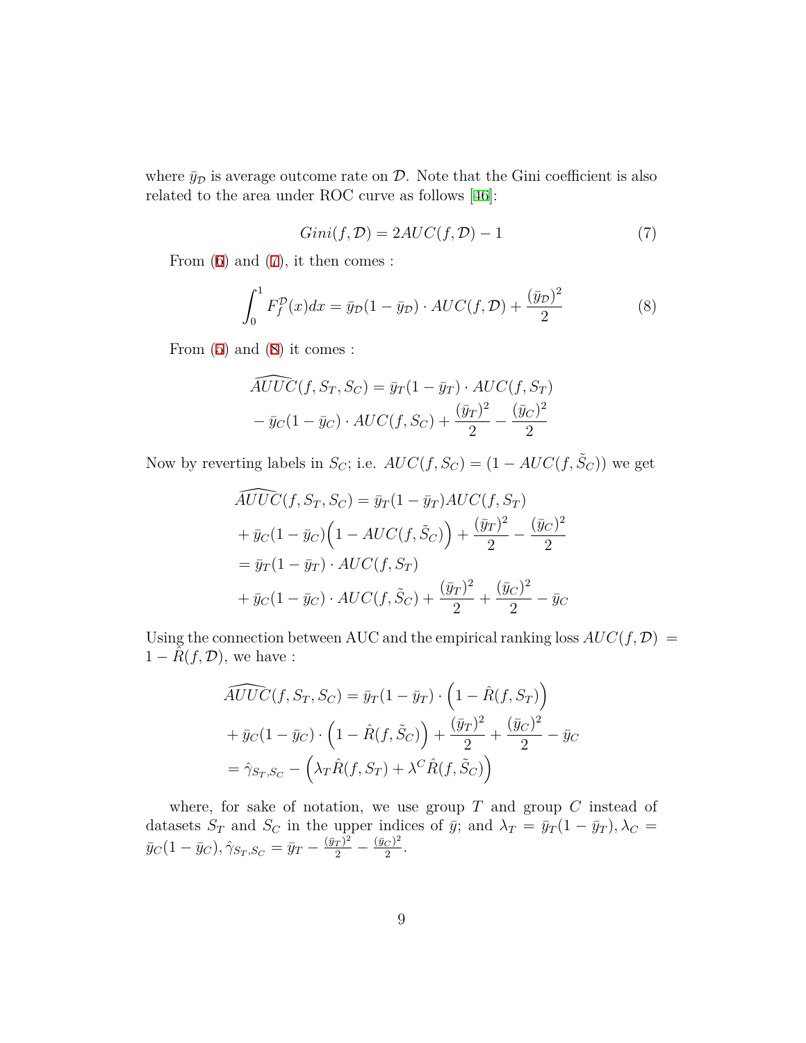where $\bar{y}_{\mathcal{D}}$ is average outcome rate on $\mathcal{D}$. Note that the Gini coefficient is also related to the area under ROC curve as follows [46]:

$$Gini(f, \mathcal{D}) = 2AUC(f, \mathcal{D}) - 1 \tag{7}$$

From (6) and (7), it then comes :

$$\int_0^1 F_f^{\mathcal{D}}(x)dx = \bar{y}_{\mathcal{D}}(1 - \bar{y}_{\mathcal{D}}) \cdot AUC(f, \mathcal{D}) + \frac{(\bar{y}_{\mathcal{D}})^2}{2} \tag{8}$$

From (5) and (8) it comes :

$$\begin{aligned}
\widehat{AUUC}(f, S_T, S_C) &= \bar{y}_T(1 - \bar{y}_T) \cdot AUC(f, S_T) \\
&- \bar{y}_C(1 - \bar{y}_C) \cdot AUC(f, S_C) + \frac{(\bar{y}_T)^2}{2} - \frac{(\bar{y}_C)^2}{2}
\end{aligned}$$

Now by reverting labels in $S_C$; i.e. $AUC(f, S_C) = (1 - AUC(f, \tilde{S}_C))$ we get

$$\begin{aligned}
\widehat{AUUC}(f, S_T, S_C) &= \bar{y}_T(1 - \bar{y}_T)AUC(f, S_T) \\
&+ \bar{y}_C(1 - \bar{y}_C)\Big(1 - AUC(f, \tilde{S}_C)\Big) + \frac{(\bar{y}_T)^2}{2} - \frac{(\bar{y}_C)^2}{2} \\
&= \bar{y}_T(1 - \bar{y}_T) \cdot AUC(f, S_T) \\
&+ \bar{y}_C(1 - \bar{y}_C) \cdot AUC(f, \tilde{S}_C) + \frac{(\bar{y}_T)^2}{2} + \frac{(\bar{y}_C)^2}{2} - \bar{y}_C
\end{aligned}$$

Using the connection between AUC and the empirical ranking loss $AUC(f, \mathcal{D}) = 1 - \hat{R}(f, \mathcal{D})$, we have :

$$\begin{aligned}
\widehat{AUUC}(f, S_T, S_C) &= \bar{y}_T(1 - \bar{y}_T) \cdot \Big(1 - \hat{R}(f, S_T)\Big) \\
&+ \bar{y}_C(1 - \bar{y}_C) \cdot \Big(1 - \hat{R}(f, \tilde{S}_C)\Big) + \frac{(\bar{y}_T)^2}{2} + \frac{(\bar{y}_C)^2}{2} - \bar{y}_C \\
&= \hat{\gamma}_{S_T, S_C} - \Big(\lambda_T \hat{R}(f, S_T) + \lambda^C \hat{R}(f, \tilde{S}_C)\Big)
\end{aligned}$$

where, for sake of notation, we use group $T$ and group $C$ instead of datasets $S_T$ and $S_C$ in the upper indices of $\bar{y}$; and $\lambda_T = \bar{y}_T(1 - \bar{y}_T), \lambda_C = \bar{y}_C(1 - \bar{y}_C), \hat{\gamma}_{S_T, S_C} = \bar{y}_T - \frac{(\bar{y}_T)^2}{2} - \frac{(\bar{y}_C)^2}{2}$.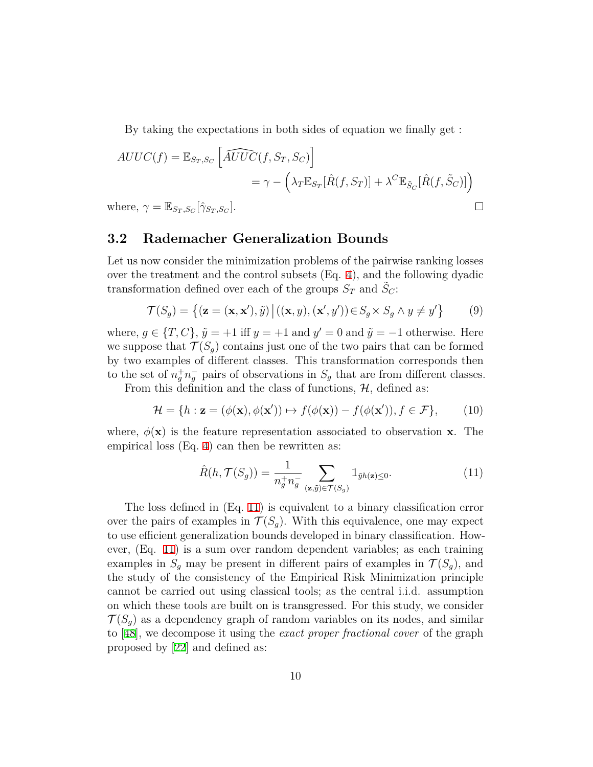By taking the expectations in both sides of equation we finally get :

$$
\begin{aligned}
AUUC(f) = \mathbb{E}_{S_T,S_C}\left[\widehat{AUUC}(f, S_T, S_C)\right] \\
= \gamma - \left(\lambda_T \mathbb{E}_{S_T}[\hat{R}(f, S_T)] + \lambda^C \mathbb{E}_{\tilde{S}_C}[\hat{R}(f, \tilde{S}_C)]\right)
\end{aligned}
$$

where, $\gamma = \mathbb{E}_{S_T,S_C}[\hat{\gamma}_{S_T,S_C}]$. □

## 3.2 Rademacher Generalization Bounds

Let us now consider the minimization problems of the pairwise ranking losses over the treatment and the control subsets (Eq. 4), and the following dyadic transformation defined over each of the groups $S_T$ and $\tilde{S}_C$:

$$
\mathcal{T}(S_g) = \left\{(\mathbf{z} = (\mathbf{x}, \mathbf{x}'), \tilde{y}) \,\middle|\, ((\mathbf{x}, y), (\mathbf{x}', y')) \in S_g \times S_g \wedge y \neq y'\right\} \tag{9}
$$

where, $g \in \{T, C\}$, $\tilde{y} = +1$ iff $y = +1$ and $y' = 0$ and $\tilde{y} = -1$ otherwise. Here we suppose that $\mathcal{T}(S_g)$ contains just one of the two pairs that can be formed by two examples of different classes. This transformation corresponds then to the set of $n_g^+ n_g^-$ pairs of observations in $S_g$ that are from different classes.

From this definition and the class of functions, $\mathcal{H}$, defined as:

$$
\mathcal{H} = \{h : \mathbf{z} = (\phi(\mathbf{x}), \phi(\mathbf{x}')) \mapsto f(\phi(\mathbf{x})) - f(\phi(\mathbf{x}')), f \in \mathcal{F}\}, \tag{10}
$$

where, $\phi(\mathbf{x})$ is the feature representation associated to observation $\mathbf{x}$. The empirical loss (Eq. 4) can then be rewritten as:

$$
\hat{R}(h, \mathcal{T}(S_g)) = \frac{1}{n_g^+ n_g^-} \sum_{(\mathbf{z},\tilde{y}) \in \mathcal{T}(S_g)} \mathbb{1}_{\tilde{y}h(\mathbf{z}) \leq 0}. \tag{11}
$$

The loss defined in (Eq. 11) is equivalent to a binary classification error over the pairs of examples in $\mathcal{T}(S_g)$. With this equivalence, one may expect to use efficient generalization bounds developed in binary classification. However, (Eq. 11) is a sum over random dependent variables; as each training examples in $S_g$ may be present in different pairs of examples in $\mathcal{T}(S_g)$, and the study of the consistency of the Empirical Risk Minimization principle cannot be carried out using classical tools; as the central i.i.d. assumption on which these tools are built on is transgressed. For this study, we consider $\mathcal{T}(S_g)$ as a dependency graph of random variables on its nodes, and similar to [48], we decompose it using the *exact proper fractional cover* of the graph proposed by [22] and defined as: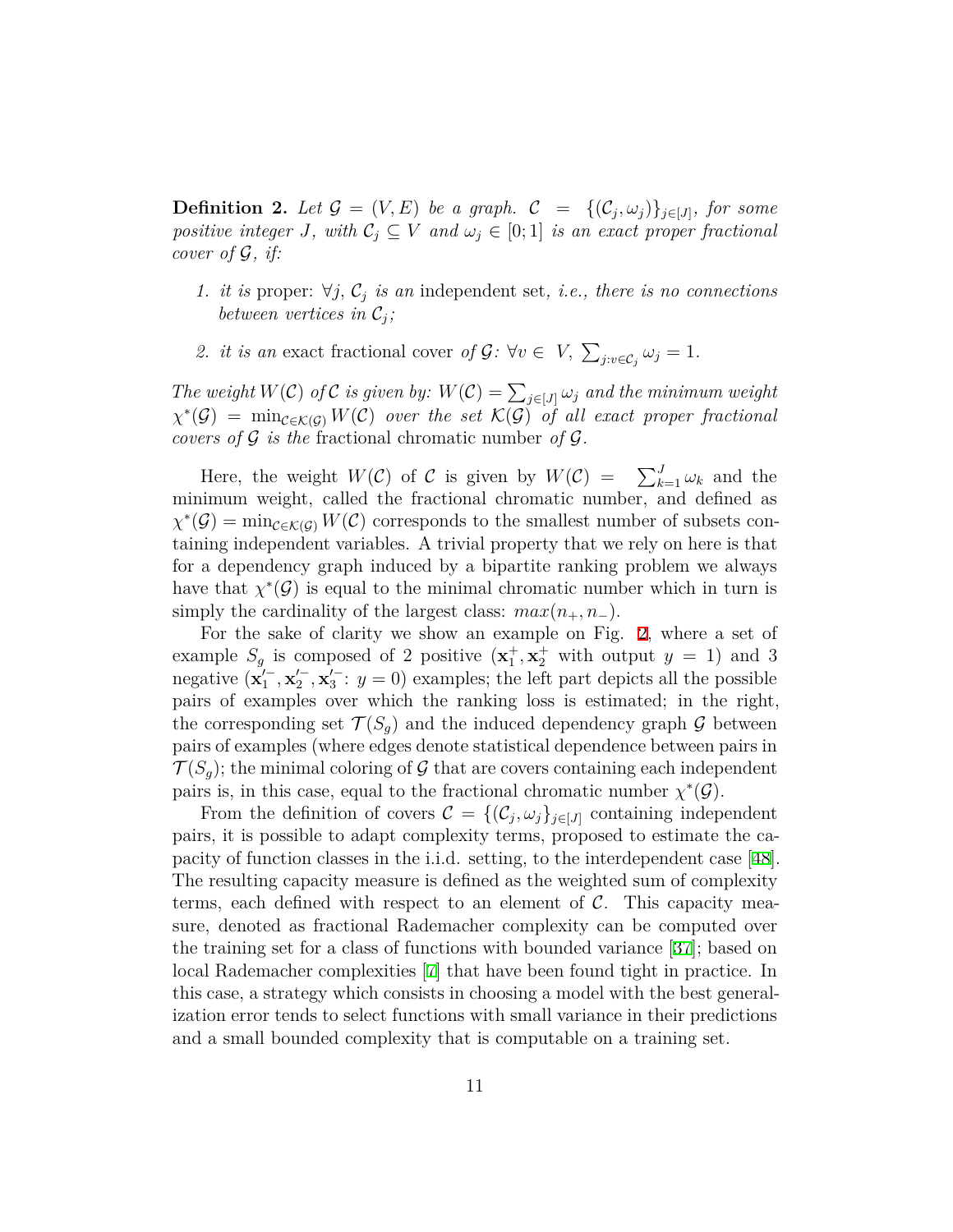**Definition 2.** *Let $\mathcal{G} = (V, E)$ be a graph. $\mathcal{C} = \{(\mathcal{C}_j, \omega_j)\}_{j\in[J]}$, for some positive integer $J$, with $\mathcal{C}_j \subseteq V$ and $\omega_j \in [0;1]$ is an exact proper fractional cover of $\mathcal{G}$, if:*

1. *it is* proper*: $\forall j$, $\mathcal{C}_j$ is an* independent set*, i.e., there is no connections between vertices in $\mathcal{C}_j$;*
2. *it is an* exact fractional cover *of $\mathcal{G}$: $\forall v \in V$, $\sum_{j:v\in\mathcal{C}_j} \omega_j = 1$.*

*The weight $W(\mathcal{C})$ of $\mathcal{C}$ is given by: $W(\mathcal{C}) = \sum_{j\in[J]} \omega_j$ and the minimum weight $\chi^*(\mathcal{G}) = \min_{\mathcal{C}\in\mathcal{K}(\mathcal{G})} W(\mathcal{C})$ over the set $\mathcal{K}(\mathcal{G})$ of all exact proper fractional covers of $\mathcal{G}$ is the* fractional chromatic number *of $\mathcal{G}$.*

Here, the weight $W(\mathcal{C})$ of $\mathcal{C}$ is given by $W(\mathcal{C}) = \sum_{k=1}^{J} \omega_k$ and the minimum weight, called the fractional chromatic number, and defined as $\chi^*(\mathcal{G}) = \min_{\mathcal{C}\in\mathcal{K}(\mathcal{G})} W(\mathcal{C})$ corresponds to the smallest number of subsets containing independent variables. A trivial property that we rely on here is that for a dependency graph induced by a bipartite ranking problem we always have that $\chi^*(\mathcal{G})$ is equal to the minimal chromatic number which in turn is simply the cardinality of the largest class: $max(n_+, n_-)$.

For the sake of clarity we show an example on Fig. 2, where a set of example $S_g$ is composed of 2 positive ($\mathbf{x}_1^+, \mathbf{x}_2^+$ with output $y = 1$) and 3 negative ($\mathbf{x}_1'^-, \mathbf{x}_2'^-, \mathbf{x}_3'^-$: $y = 0$) examples; the left part depicts all the possible pairs of examples over which the ranking loss is estimated; in the right, the corresponding set $\mathcal{T}(S_g)$ and the induced dependency graph $\mathcal{G}$ between pairs of examples (where edges denote statistical dependence between pairs in $\mathcal{T}(S_g)$; the minimal coloring of $\mathcal{G}$ that are covers containing each independent pairs is, in this case, equal to the fractional chromatic number $\chi^*(\mathcal{G})$.

From the definition of covers $\mathcal{C} = \{(\mathcal{C}_j, \omega_j\}_{j\in[J]}$ containing independent pairs, it is possible to adapt complexity terms, proposed to estimate the capacity of function classes in the i.i.d. setting, to the interdependent case [48]. The resulting capacity measure is defined as the weighted sum of complexity terms, each defined with respect to an element of $\mathcal{C}$. This capacity measure, denoted as fractional Rademacher complexity can be computed over the training set for a class of functions with bounded variance [37]; based on local Rademacher complexities [7] that have been found tight in practice. In this case, a strategy which consists in choosing a model with the best generalization error tends to select functions with small variance in their predictions and a small bounded complexity that is computable on a training set.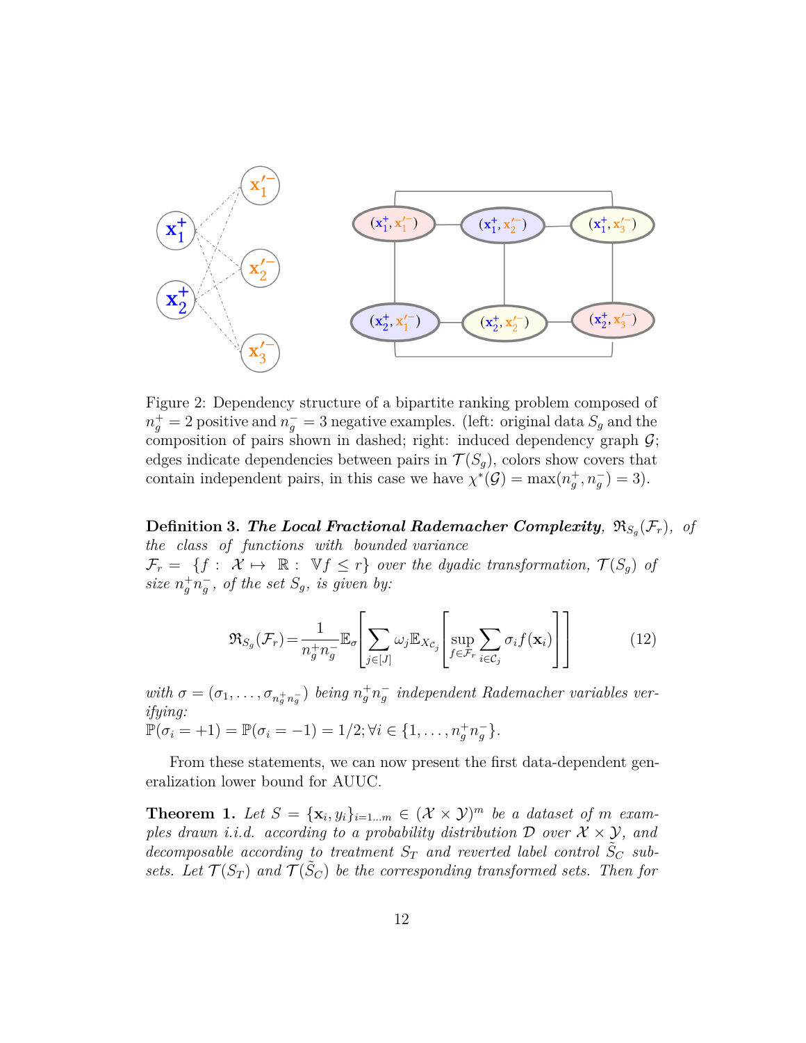Figure 2: Dependency structure of a bipartite ranking problem composed of $n_g^+ = 2$ positive and $n_g^- = 3$ negative examples. (left: original data $S_g$ and the composition of pairs shown in dashed; right: induced dependency graph $\mathcal{G}$; edges indicate dependencies between pairs in $\mathcal{T}(S_g)$, colors show covers that contain independent pairs, in this case we have $\chi^*(\mathcal{G}) = \max(n_g^+, n_g^-) = 3$).

**Definition 3.** ***The Local Fractional Rademacher Complexity***, *$\mathfrak{R}_{S_g}(\mathcal{F}_r)$, of the class of functions with bounded variance $\mathcal{F}_r = \{f : \mathcal{X} \mapsto \mathbb{R} : \mathbb{V}f \leq r\}$ over the dyadic transformation, $\mathcal{T}(S_g)$ of size $n_g^+ n_g^-$, of the set $S_g$, is given by:*

$$\mathfrak{R}_{S_g}(\mathcal{F}_r) = \frac{1}{n_g^+ n_g^-} \mathbb{E}_\sigma \left[ \sum_{j \in [J]} \omega_j \mathbb{E}_{X_{\mathcal{C}_j}} \left[ \sup_{f \in \mathcal{F}_r} \sum_{i \in \mathcal{C}_j} \sigma_i f(\mathbf{x}_i) \right] \right] \tag{12}$$

*with $\sigma = (\sigma_1, \ldots, \sigma_{n_g^+ n_g^-})$ being $n_g^+ n_g^-$ independent Rademacher variables verifying:*
$\mathbb{P}(\sigma_i = +1) = \mathbb{P}(\sigma_i = -1) = 1/2; \forall i \in \{1, \ldots, n_g^+ n_g^-\}$.

From these statements, we can now present the first data-dependent generalization lower bound for AUUC.

**Theorem 1.** *Let $S = \{\mathbf{x}_i, y_i\}_{i=1\ldots m} \in (\mathcal{X} \times \mathcal{Y})^m$ be a dataset of $m$ examples drawn i.i.d. according to a probability distribution $\mathcal{D}$ over $\mathcal{X} \times \mathcal{Y}$, and decomposable according to treatment $S_T$ and reverted label control $\tilde{S}_C$ subsets. Let $\mathcal{T}(S_T)$ and $\mathcal{T}(\tilde{S}_C)$ be the corresponding transformed sets. Then for*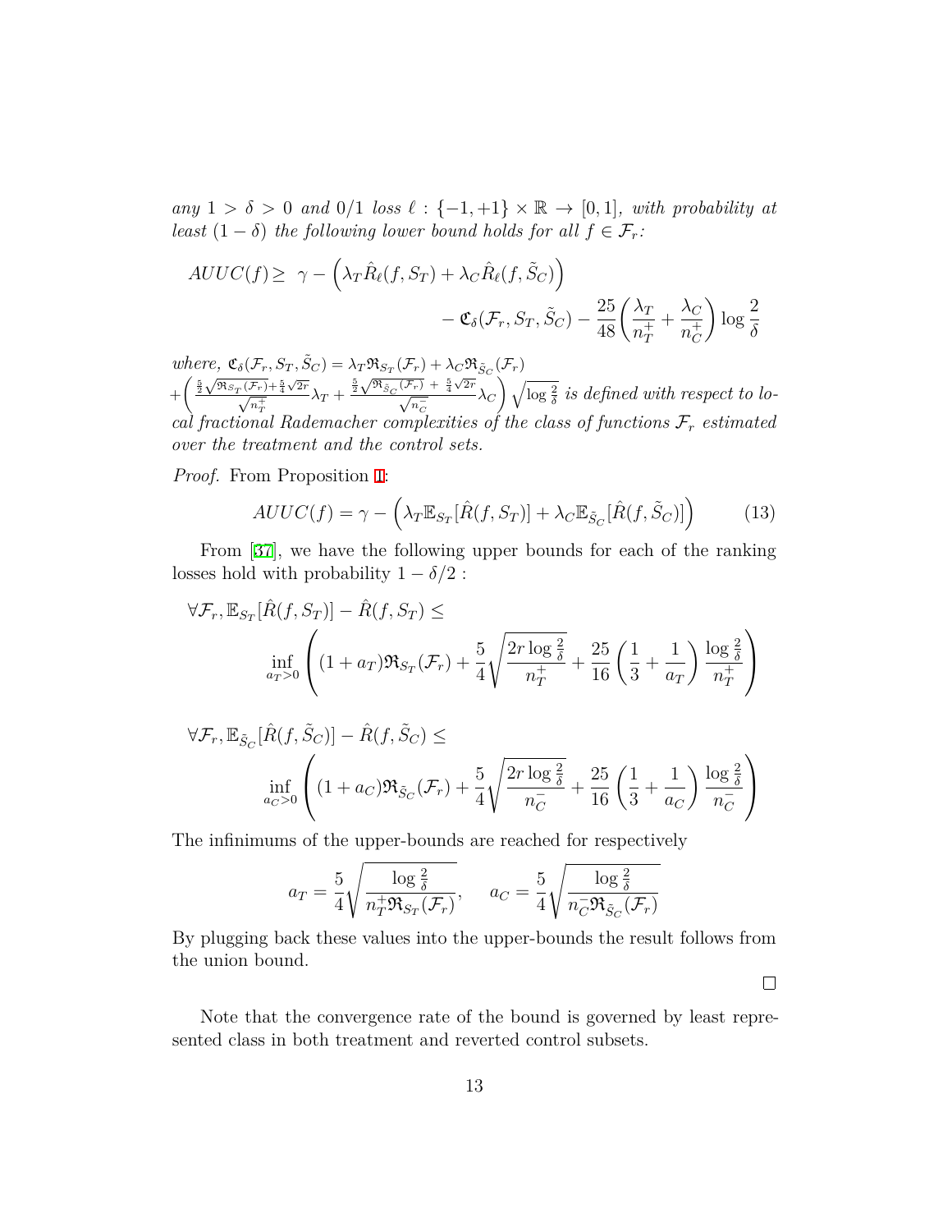*any $1 > \delta > 0$ and 0/1 loss $\ell : \{-1,+1\} \times \mathbb{R} \to [0,1]$, with probability at least $(1-\delta)$ the following lower bound holds for all $f \in \mathcal{F}_r$:*

$$
\begin{aligned}
AUUC(f) \geq\ & \gamma - \left(\lambda_T \hat{R}_\ell(f, S_T) + \lambda_C \hat{R}_\ell(f, \tilde{S}_C)\right) \\
& - \mathfrak{C}_\delta(\mathcal{F}_r, S_T, \tilde{S}_C) - \frac{25}{48}\left(\frac{\lambda_T}{n_T^+} + \frac{\lambda_C}{n_C^+}\right)\log\frac{2}{\delta}
\end{aligned}
$$

*where,* $\mathfrak{C}_\delta(\mathcal{F}_r, S_T, \tilde{S}_C) = \lambda_T \mathfrak{R}_{S_T}(\mathcal{F}_r) + \lambda_C \mathfrak{R}_{\tilde{S}_C}(\mathcal{F}_r)$ $+\left(\frac{\frac{5}{2}\sqrt{\mathfrak{R}_{S_T}(\mathcal{F}_r)}+\frac{5}{4}\sqrt{2r}}{\sqrt{n_T^+}}\lambda_T + \frac{\frac{5}{2}\sqrt{\mathfrak{R}_{\tilde{S}_C}(\mathcal{F}_r)}\ +\ \frac{5}{4}\sqrt{2r}}{\sqrt{n_C^-}}\lambda_C\right)\sqrt{\log\frac{2}{\delta}}$ *is defined with respect to local fractional Rademacher complexities of the class of functions $\mathcal{F}_r$ estimated over the treatment and the control sets.*

*Proof.* From Proposition 1:

$$
AUUC(f) = \gamma - \left(\lambda_T \mathbb{E}_{S_T}[\hat{R}(f, S_T)] + \lambda_C \mathbb{E}_{\tilde{S}_C}[\hat{R}(f, \tilde{S}_C)]\right) \tag{13}
$$

From [37], we have the following upper bounds for each of the ranking losses hold with probability $1 - \delta/2$ :

$$
\begin{aligned}
\forall \mathcal{F}_r, \mathbb{E}_{S_T}&[\hat{R}(f, S_T)] - \hat{R}(f, S_T) \leq \\
& \inf_{a_T > 0}\left((1+a_T)\mathfrak{R}_{S_T}(\mathcal{F}_r) + \frac{5}{4}\sqrt{\frac{2r\log\frac{2}{\delta}}{n_T^+}} + \frac{25}{16}\left(\frac{1}{3}+\frac{1}{a_T}\right)\frac{\log\frac{2}{\delta}}{n_T^+}\right)
\end{aligned}
$$

$$
\begin{aligned}
\forall \mathcal{F}_r, \mathbb{E}_{\tilde{S}_C}&[\hat{R}(f, \tilde{S}_C)] - \hat{R}(f, \tilde{S}_C) \leq \\
& \inf_{a_C > 0}\left((1+a_C)\mathfrak{R}_{\tilde{S}_C}(\mathcal{F}_r) + \frac{5}{4}\sqrt{\frac{2r\log\frac{2}{\delta}}{n_C^-}} + \frac{25}{16}\left(\frac{1}{3}+\frac{1}{a_C}\right)\frac{\log\frac{2}{\delta}}{n_C^-}\right)
\end{aligned}
$$

The infinimums of the upper-bounds are reached for respectively

$$
a_T = \frac{5}{4}\sqrt{\frac{\log\frac{2}{\delta}}{n_T^+ \mathfrak{R}_{S_T}(\mathcal{F}_r)}}, \quad a_C = \frac{5}{4}\sqrt{\frac{\log\frac{2}{\delta}}{n_C^- \mathfrak{R}_{\tilde{S}_C}(\mathcal{F}_r)}}
$$

By plugging back these values into the upper-bounds the result follows from the union bound.

□

Note that the convergence rate of the bound is governed by least represented class in both treatment and reverted control subsets.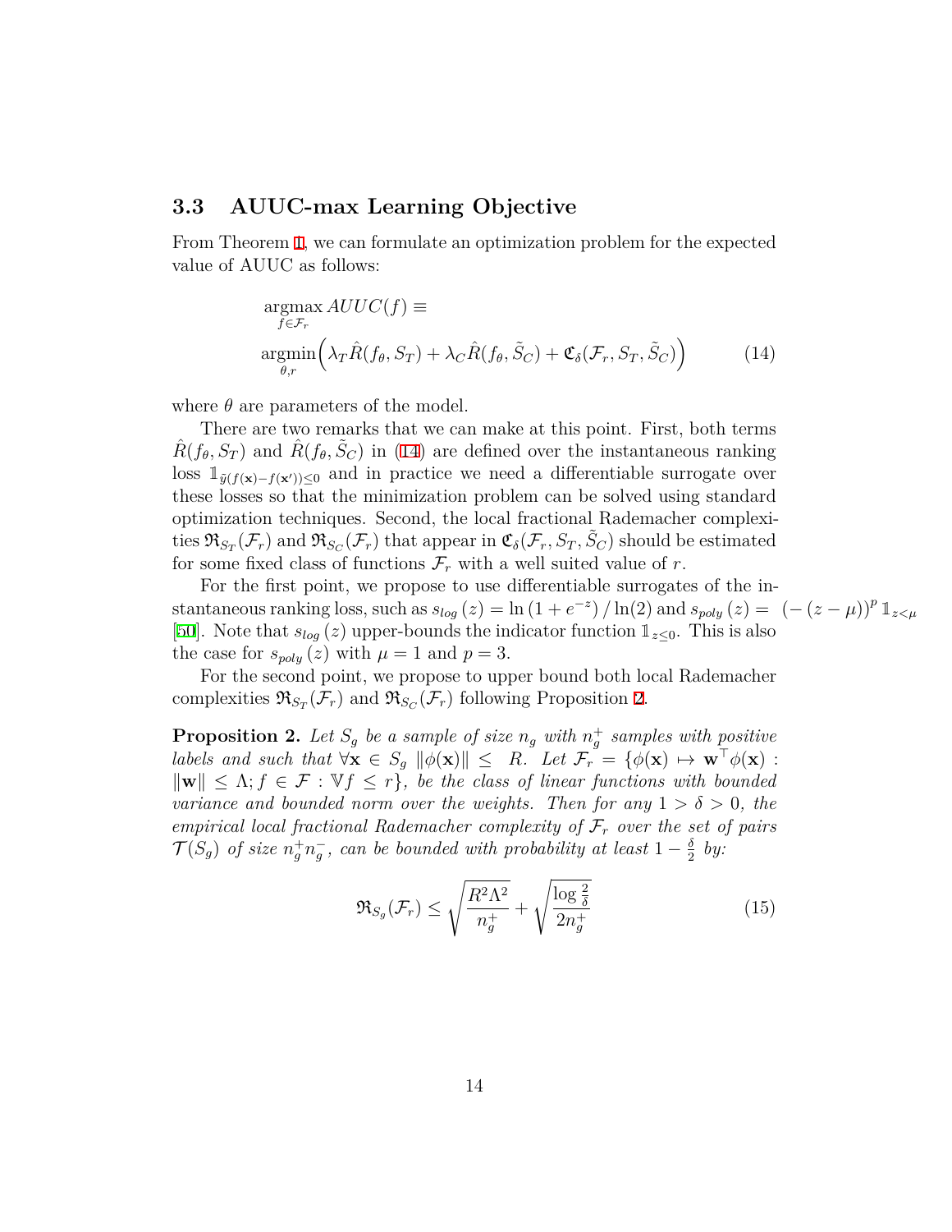### 3.3 AUUC-max Learning Objective

From Theorem 1, we can formulate an optimization problem for the expected value of AUUC as follows:

$$\begin{aligned}
&\operatorname*{argmax}_{f\in\mathcal{F}_r} AUUC(f) \equiv \\
&\operatorname*{argmin}_{\theta,r}\Big(\lambda_T\hat{R}(f_\theta,S_T)+\lambda_C\hat{R}(f_\theta,\tilde{S}_C)+\mathfrak{C}_\delta(\mathcal{F}_r,S_T,\tilde{S}_C)\Big)
\end{aligned} \tag{14}$$

where $\theta$ are parameters of the model.

There are two remarks that we can make at this point. First, both terms $\hat{R}(f_\theta, S_T)$ and $\hat{R}(f_\theta, \tilde{S}_C)$ in (14) are defined over the instantaneous ranking loss $\mathbb{1}_{\tilde{y}(f(\mathbf{x})-f(\mathbf{x}'))\leq 0}$ and in practice we need a differentiable surrogate over these losses so that the minimization problem can be solved using standard optimization techniques. Second, the local fractional Rademacher complexities $\mathfrak{R}_{S_T}(\mathcal{F}_r)$ and $\mathfrak{R}_{S_C}(\mathcal{F}_r)$ that appear in $\mathfrak{C}_\delta(\mathcal{F}_r, S_T, \tilde{S}_C)$ should be estimated for some fixed class of functions $\mathcal{F}_r$ with a well suited value of $r$.

For the first point, we propose to use differentiable surrogates of the instantaneous ranking loss, such as $s_{log}(z) = \ln(1+e^{-z})/\ln(2)$ and $s_{poly}(z) = (-(z-\mu))^p\,\mathbb{1}_{z<\mu}$ [50]. Note that $s_{log}(z)$ upper-bounds the indicator function $\mathbb{1}_{z\leq 0}$. This is also the case for $s_{poly}(z)$ with $\mu = 1$ and $p = 3$.

For the second point, we propose to upper bound both local Rademacher complexities $\mathfrak{R}_{S_T}(\mathcal{F}_r)$ and $\mathfrak{R}_{S_C}(\mathcal{F}_r)$ following Proposition 2.

**Proposition 2.** *Let $S_g$ be a sample of size $n_g$ with $n_g^+$ samples with positive labels and such that $\forall \mathbf{x} \in S_g$ $\|\phi(\mathbf{x})\| \leq R$. Let $\mathcal{F}_r = \{\phi(\mathbf{x}) \mapsto \mathbf{w}^\top\phi(\mathbf{x}) : \|\mathbf{w}\| \leq \Lambda; f \in \mathcal{F} : \mathbb{V}f \leq r\}$, be the class of linear functions with bounded variance and bounded norm over the weights. Then for any $1 > \delta > 0$, the empirical local fractional Rademacher complexity of $\mathcal{F}_r$ over the set of pairs $\mathcal{T}(S_g)$ of size $n_g^+ n_g^-$, can be bounded with probability at least $1-\frac{\delta}{2}$ by:*

$$\mathfrak{R}_{S_g}(\mathcal{F}_r) \leq \sqrt{\frac{R^2\Lambda^2}{n_g^+}} + \sqrt{\frac{\log\frac{2}{\delta}}{2n_g^+}} \tag{15}$$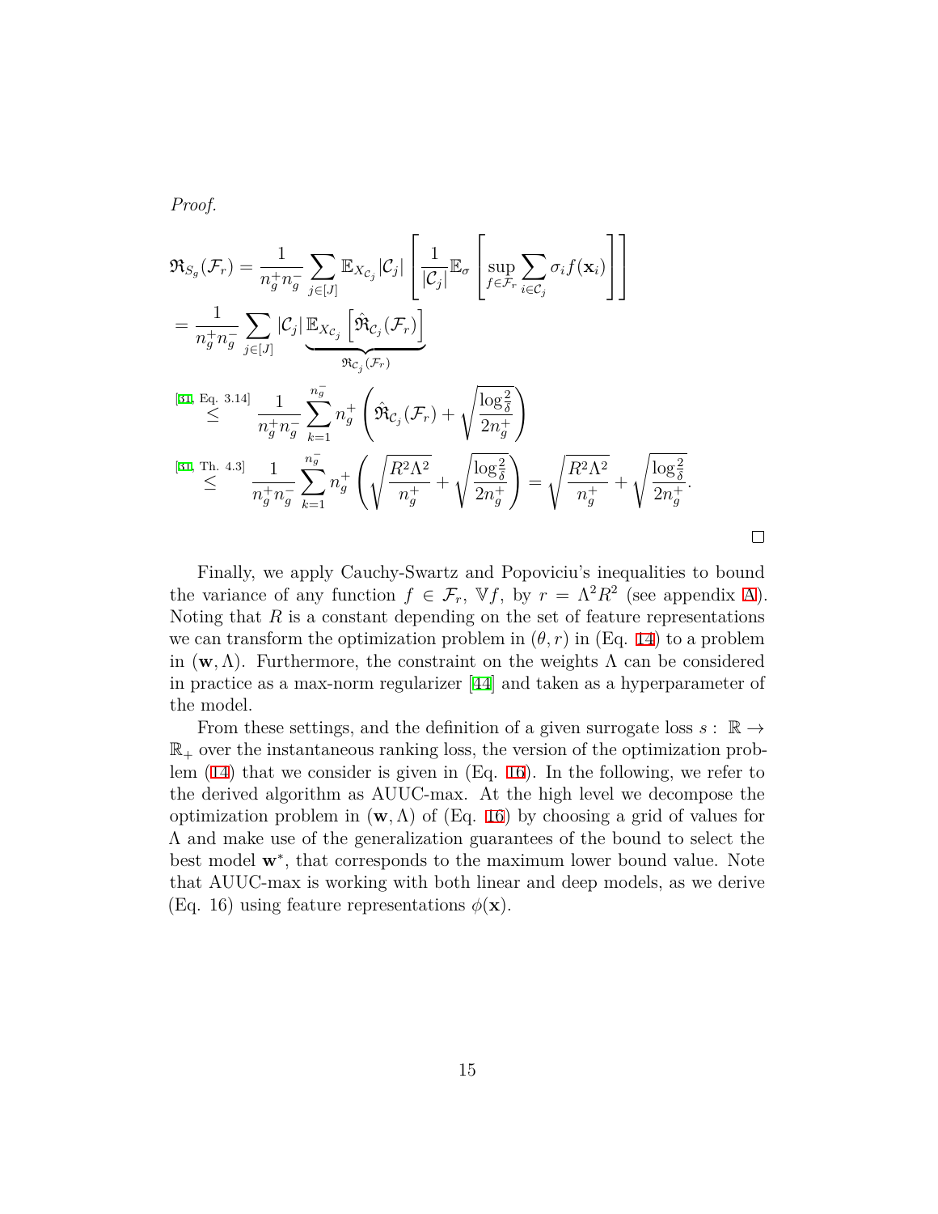*Proof.*

$$
\begin{aligned}
\mathfrak{R}_{S_g}(\mathcal{F}_r) &= \frac{1}{n_g^+ n_g^-} \sum_{j\in[J]} \mathbb{E}_{X_{\mathcal{C}_j}} |\mathcal{C}_j| \left[ \frac{1}{|\mathcal{C}_j|} \mathbb{E}_\sigma \left[ \sup_{f\in\mathcal{F}_r} \sum_{i\in\mathcal{C}_j} \sigma_i f(\mathbf{x}_i) \right] \right] \\
&= \frac{1}{n_g^+ n_g^-} \sum_{j\in[J]} |\mathcal{C}_j| \underbrace{\mathbb{E}_{X_{\mathcal{C}_j}} \left[ \hat{\mathfrak{R}}_{\mathcal{C}_j}(\mathcal{F}_r) \right]}_{\mathfrak{R}_{\mathcal{C}_j}(\mathcal{F}_r)} \\
&\overset{[31,\ \text{Eq. } 3.14]}{\leq} \frac{1}{n_g^+ n_g^-} \sum_{k=1}^{n_g^-} n_g^+ \left( \hat{\mathfrak{R}}_{\mathcal{C}_j}(\mathcal{F}_r) + \sqrt{\frac{\log \frac{2}{\delta}}{2n_g^+}} \right) \\
&\overset{[31,\ \text{Th. } 4.3]}{\leq} \frac{1}{n_g^+ n_g^-} \sum_{k=1}^{n_g^-} n_g^+ \left( \sqrt{\frac{R^2\Lambda^2}{n_g^+}} + \sqrt{\frac{\log \frac{2}{\delta}}{2n_g^+}} \right) = \sqrt{\frac{R^2\Lambda^2}{n_g^+}} + \sqrt{\frac{\log \frac{2}{\delta}}{2n_g^+}}.
\end{aligned}
$$

□

Finally, we apply Cauchy-Swartz and Popoviciu's inequalities to bound the variance of any function $f \in \mathcal{F}_r$, $\forall f$, by $r = \Lambda^2 R^2$ (see appendix A). Noting that $R$ is a constant depending on the set of feature representations we can transform the optimization problem in $(\theta, r)$ in (Eq. 14) to a problem in $(\mathbf{w}, \Lambda)$. Furthermore, the constraint on the weights $\Lambda$ can be considered in practice as a max-norm regularizer [44] and taken as a hyperparameter of the model.

From these settings, and the definition of a given surrogate loss $s: \mathbb{R} \to \mathbb{R}_+$ over the instantaneous ranking loss, the version of the optimization problem (14) that we consider is given in (Eq. 16). In the following, we refer to the derived algorithm as AUUC-max. At the high level we decompose the optimization problem in $(\mathbf{w}, \Lambda)$ of (Eq. 16) by choosing a grid of values for $\Lambda$ and make use of the generalization guarantees of the bound to select the best model $\mathbf{w}^*$, that corresponds to the maximum lower bound value. Note that AUUC-max is working with both linear and deep models, as we derive (Eq. 16) using feature representations $\phi(\mathbf{x})$.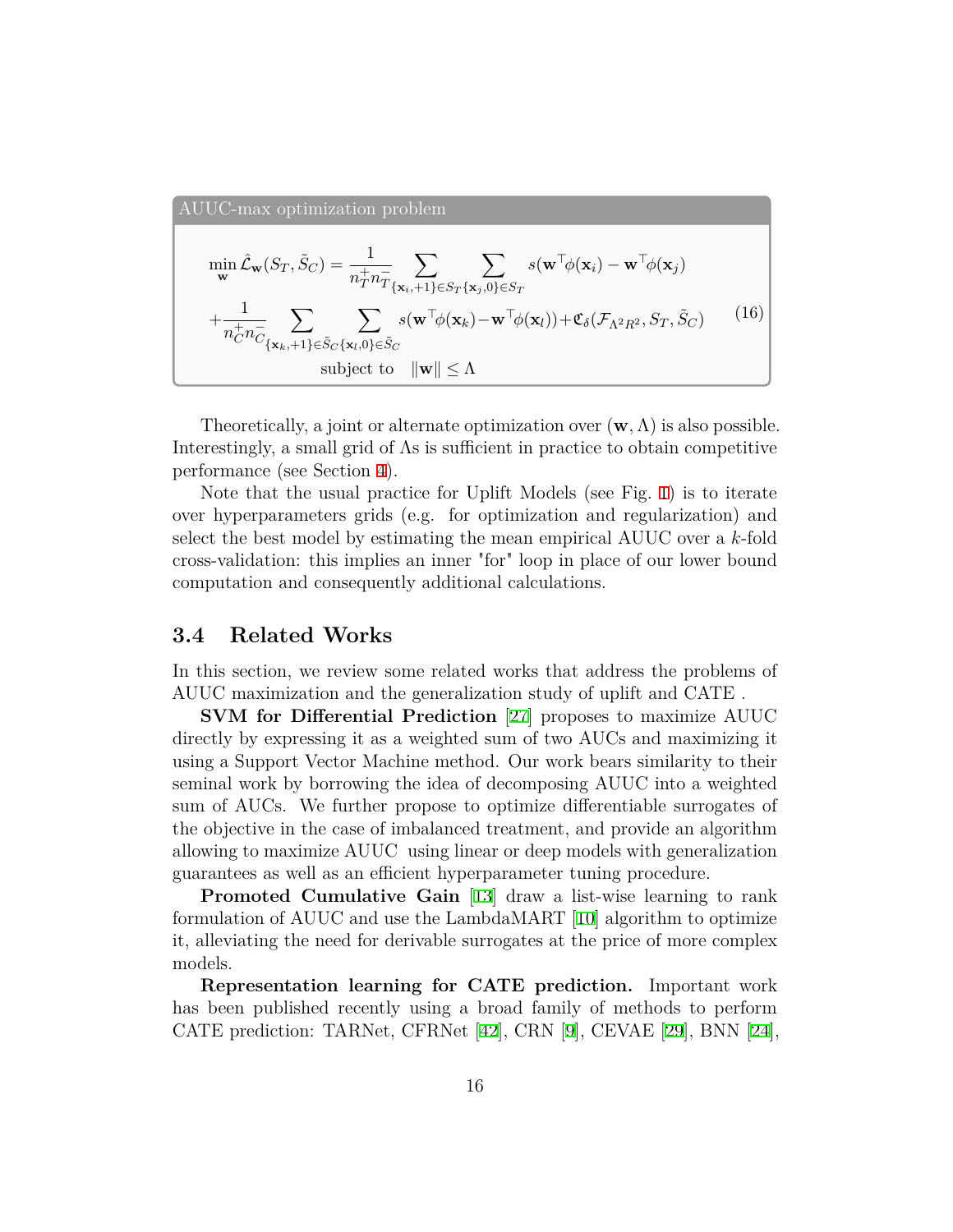**AUUC-max optimization problem**

$$
\min_{\mathbf{w}} \hat{\mathcal{L}}_{\mathbf{w}}(S_T, \tilde{S}_C) = \frac{1}{n_T^+ n_T^-} \sum_{\{\mathbf{x}_i,+1\}\in S_T} \sum_{\{\mathbf{x}_j,0\}\in S_T} s(\mathbf{w}^\top \phi(\mathbf{x}_i) - \mathbf{w}^\top \phi(\mathbf{x}_j))
$$

$$
+ \frac{1}{n_C^+ n_C^-} \sum_{\{\mathbf{x}_k,+1\}\in \tilde{S}_C} \sum_{\{\mathbf{x}_l,0\}\in \tilde{S}_C} s(\mathbf{w}^\top \phi(\mathbf{x}_k) - \mathbf{w}^\top \phi(\mathbf{x}_l)) + \mathfrak{C}_\delta(\mathcal{F}_{\Lambda^2 R^2}, S_T, \tilde{S}_C) \tag{16}
$$

$$
\text{subject to} \quad \|\mathbf{w}\| \leq \Lambda
$$

Theoretically, a joint or alternate optimization over $(\mathbf{w}, \Lambda)$ is also possible. Interestingly, a small grid of $\Lambda$s is sufficient in practice to obtain competitive performance (see Section 4).

Note that the usual practice for Uplift Models (see Fig. 1) is to iterate over hyperparameters grids (e.g. for optimization and regularization) and select the best model by estimating the mean empirical AUUC over a $k$-fold cross-validation: this implies an inner "for" loop in place of our lower bound computation and consequently additional calculations.

### 3.4 Related Works

In this section, we review some related works that address the problems of AUUC maximization and the generalization study of uplift and CATE .

**SVM for Differential Prediction** [27] proposes to maximize AUUC directly by expressing it as a weighted sum of two AUCs and maximizing it using a Support Vector Machine method. Our work bears similarity to their seminal work by borrowing the idea of decomposing AUUC into a weighted sum of AUCs. We further propose to optimize differentiable surrogates of the objective in the case of imbalanced treatment, and provide an algorithm allowing to maximize AUUC using linear or deep models with generalization guarantees as well as an efficient hyperparameter tuning procedure.

**Promoted Cumulative Gain** [13] draw a list-wise learning to rank formulation of AUUC and use the LambdaMART [10] algorithm to optimize it, alleviating the need for derivable surrogates at the price of more complex models.

**Representation learning for CATE prediction.** Important work has been published recently using a broad family of methods to perform CATE prediction: TARNet, CFRNet [42], CRN [9], CEVAE [29], BNN [24],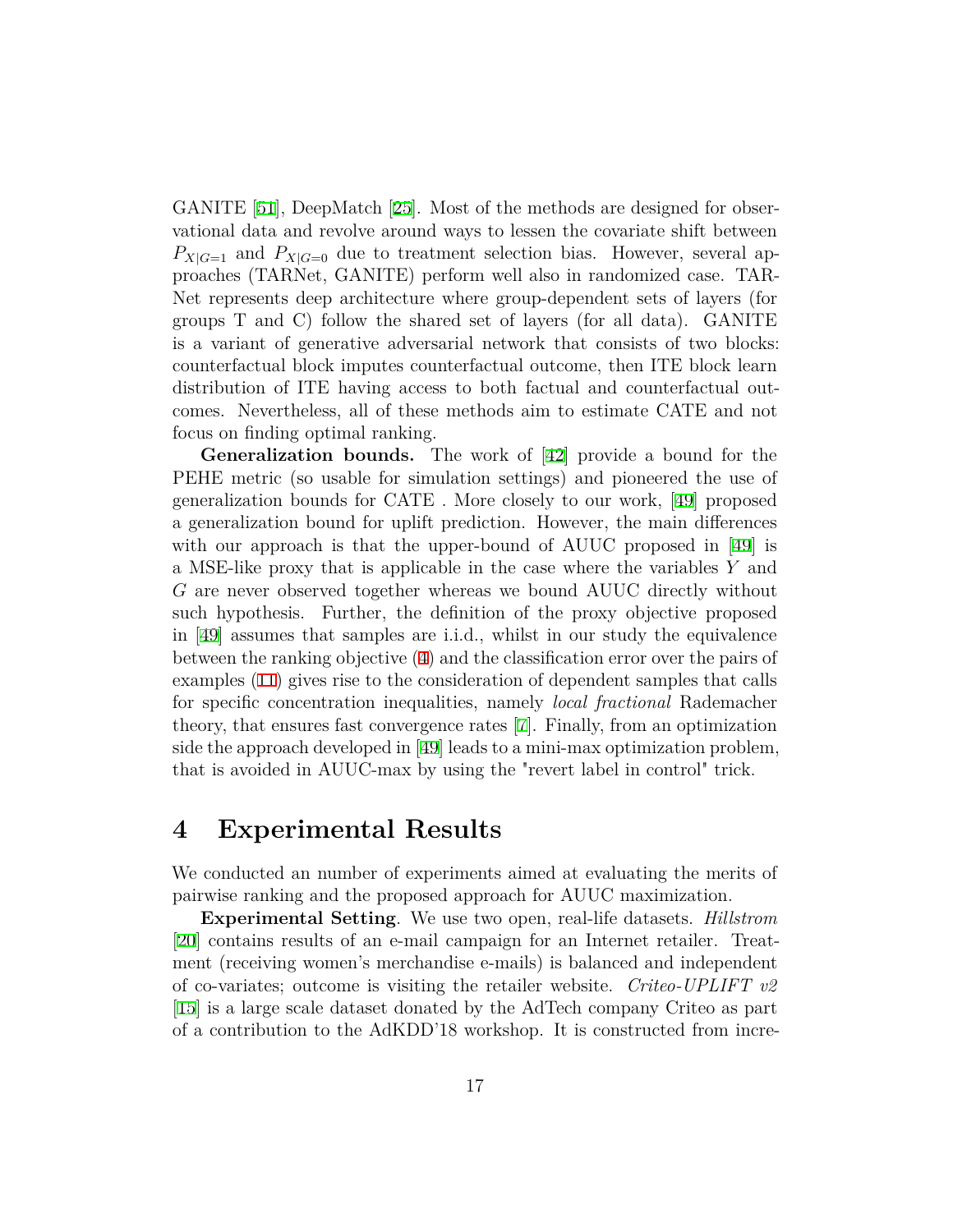GANITE [51], DeepMatch [25]. Most of the methods are designed for observational data and revolve around ways to lessen the covariate shift between $P_{X|G=1}$ and $P_{X|G=0}$ due to treatment selection bias. However, several approaches (TARNet, GANITE) perform well also in randomized case. TARNet represents deep architecture where group-dependent sets of layers (for groups T and C) follow the shared set of layers (for all data). GANITE is a variant of generative adversarial network that consists of two blocks: counterfactual block imputes counterfactual outcome, then ITE block learn distribution of ITE having access to both factual and counterfactual outcomes. Nevertheless, all of these methods aim to estimate CATE and not focus on finding optimal ranking.

**Generalization bounds.** The work of [42] provide a bound for the PEHE metric (so usable for simulation settings) and pioneered the use of generalization bounds for CATE . More closely to our work, [49] proposed a generalization bound for uplift prediction. However, the main differences with our approach is that the upper-bound of AUUC proposed in [49] is a MSE-like proxy that is applicable in the case where the variables $Y$ and $G$ are never observed together whereas we bound AUUC directly without such hypothesis. Further, the definition of the proxy objective proposed in [49] assumes that samples are i.i.d., whilst in our study the equivalence between the ranking objective (4) and the classification error over the pairs of examples (11) gives rise to the consideration of dependent samples that calls for specific concentration inequalities, namely *local fractional* Rademacher theory, that ensures fast convergence rates [7]. Finally, from an optimization side the approach developed in [49] leads to a mini-max optimization problem, that is avoided in AUUC-max by using the "revert label in control" trick.

# 4 Experimental Results

We conducted an number of experiments aimed at evaluating the merits of pairwise ranking and the proposed approach for AUUC maximization.

**Experimental Setting**. We use two open, real-life datasets. *Hillstrom* [20] contains results of an e-mail campaign for an Internet retailer. Treatment (receiving women's merchandise e-mails) is balanced and independent of co-variates; outcome is visiting the retailer website. *Criteo-UPLIFT v2* [15] is a large scale dataset donated by the AdTech company Criteo as part of a contribution to the AdKDD'18 workshop. It is constructed from incre-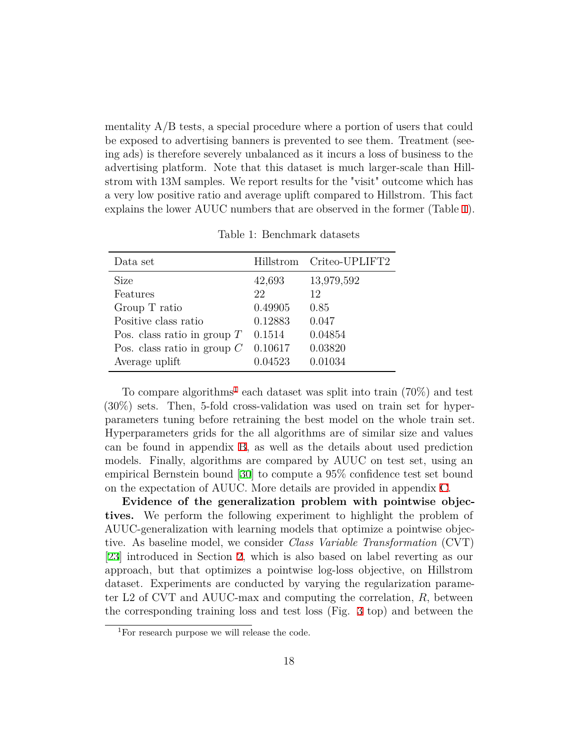mentality A/B tests, a special procedure where a portion of users that could be exposed to advertising banners is prevented to see them. Treatment (seeing ads) is therefore severely unbalanced as it incurs a loss of business to the advertising platform. Note that this dataset is much larger-scale than Hillstrom with 13M samples. We report results for the "visit" outcome which has a very low positive ratio and average uplift compared to Hillstrom. This fact explains the lower AUUC numbers that are observed in the former (Table 1).

Table 1: Benchmark datasets

| Data set | Hillstrom | Criteo-UPLIFT2 |
|---|---|---|
| Size | 42,693 | 13,979,592 |
| Features | 22 | 12 |
| Group T ratio | 0.49905 | 0.85 |
| Positive class ratio | 0.12883 | 0.047 |
| Pos. class ratio in group $T$ | 0.1514 | 0.04854 |
| Pos. class ratio in group $C$ | 0.10617 | 0.03820 |
| Average uplift | 0.04523 | 0.01034 |

To compare algorithms[1] each dataset was split into train (70%) and test (30%) sets. Then, 5-fold cross-validation was used on train set for hyperparameters tuning before retraining the best model on the whole train set. Hyperparameters grids for the all algorithms are of similar size and values can be found in appendix B, as well as the details about used prediction models. Finally, algorithms are compared by AUUC on test set, using an empirical Bernstein bound [30] to compute a 95% confidence test set bound on the expectation of AUUC. More details are provided in appendix C.

**Evidence of the generalization problem with pointwise objectives.** We perform the following experiment to highlight the problem of AUUC-generalization with learning models that optimize a pointwise objective. As baseline model, we consider *Class Variable Transformation* (CVT) [23] introduced in Section 2, which is also based on label reverting as our approach, but that optimizes a pointwise log-loss objective, on Hillstrom dataset. Experiments are conducted by varying the regularization parameter L2 of CVT and AUUC-max and computing the correlation, $R$, between the corresponding training loss and test loss (Fig. 3 top) and between the

[1] For research purpose we will release the code.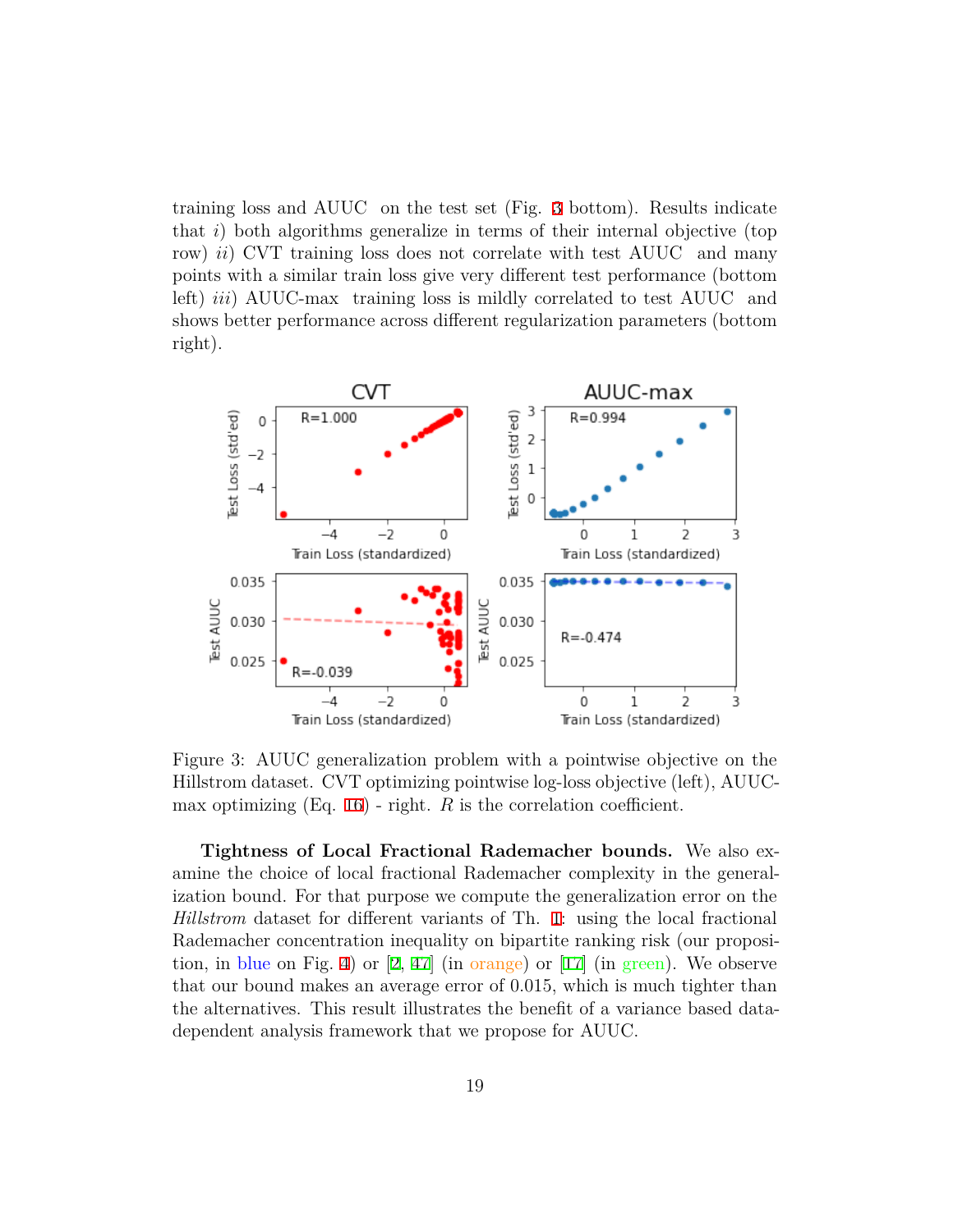training loss and AUUC on the test set (Fig. 3 bottom). Results indicate that *i)* both algorithms generalize in terms of their internal objective (top row) *ii)* CVT training loss does not correlate with test AUUC and many points with a similar train loss give very different test performance (bottom left) *iii)* AUUC-max training loss is mildly correlated to test AUUC and shows better performance across different regularization parameters (bottom right).

CVT

R=1.000

Test Loss (std'ed)

0
−2
−4

−4
−2
0

Train Loss (standardized)

AUUC-max

R=0.994

Test Loss (std'ed)

3
2
1
0

0
1
2
3

Train Loss (standardized)

Test AUUC

0.035
0.030
0.025

R=-0.039

−4
−2
0

Train Loss (standardized)

Test AUUC

0.035
0.030
0.025

R=-0.474

0
1
2
3

Train Loss (standardized)

Figure 3: AUUC generalization problem with a pointwise objective on the Hillstrom dataset. CVT optimizing pointwise log-loss objective (left), AUUC-max optimizing (Eq. 16) - right. $R$ is the correlation coefficient.

**Tightness of Local Fractional Rademacher bounds.** We also examine the choice of local fractional Rademacher complexity in the generalization bound. For that purpose we compute the generalization error on the *Hillstrom* dataset for different variants of Th. 1: using the local fractional Rademacher concentration inequality on bipartite ranking risk (our proposition, in blue on Fig. 4) or [2, 47] (in orange) or [17] (in green). We observe that our bound makes an average error of 0.015, which is much tighter than the alternatives. This result illustrates the benefit of a variance based data-dependent analysis framework that we propose for AUUC.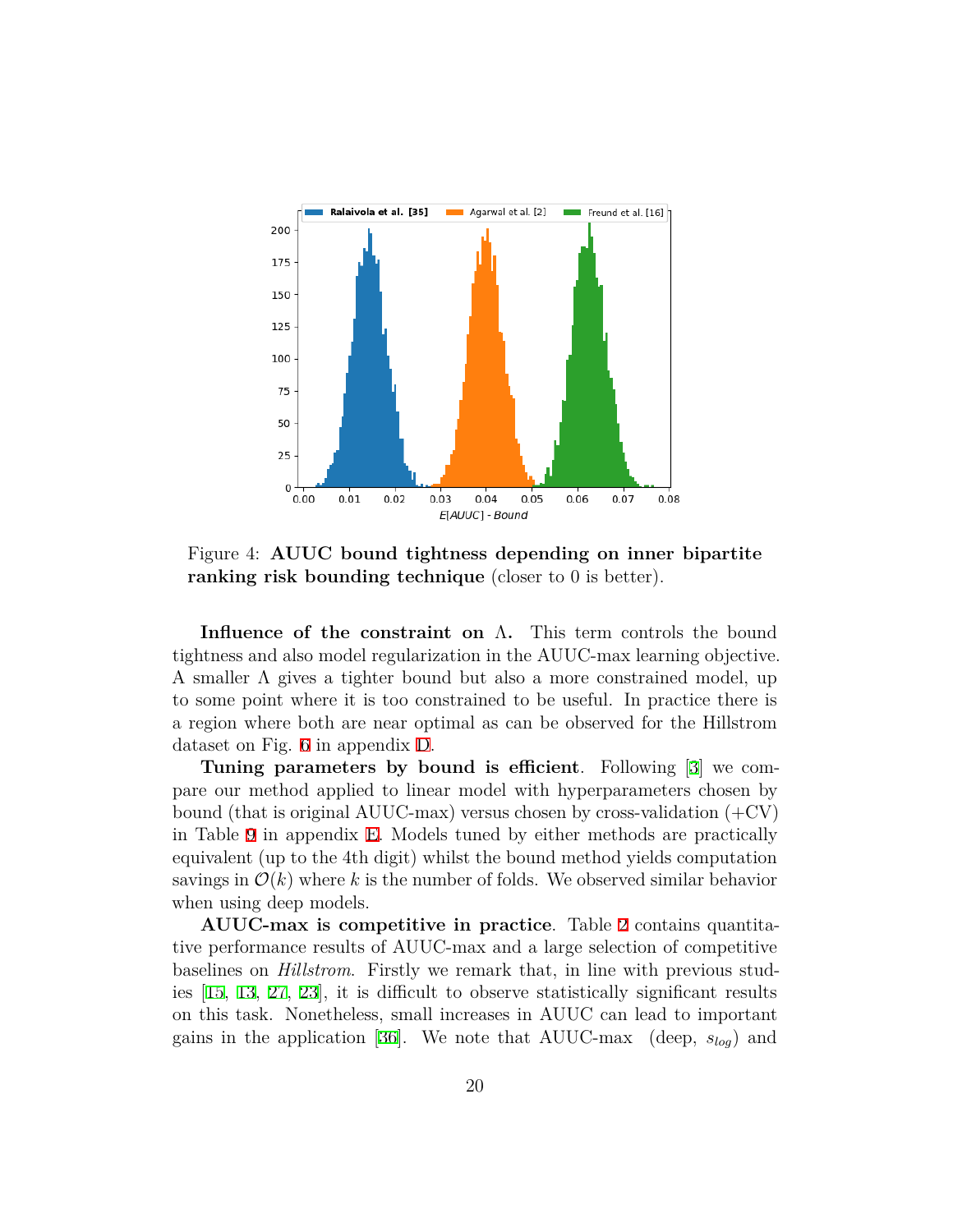Ralaivola et al. [35]
Agarwal et al. [2]
Freund et al. [16]

200
175
150
125
100
75
50
25
0

0.00 0.01 0.02 0.03 0.04 0.05 0.06 0.07 0.08

E[AUUC] - Bound

Figure 4: **AUUC bound tightness depending on inner bipartite ranking risk bounding technique** (closer to 0 is better).

**Influence of the constraint on $\Lambda$.** This term controls the bound tightness and also model regularization in the AUUC-max learning objective. A smaller $\Lambda$ gives a tighter bound but also a more constrained model, up to some point where it is too constrained to be useful. In practice there is a region where both are near optimal as can be observed for the Hillstrom dataset on Fig. 6 in appendix D.

**Tuning parameters by bound is efficient**. Following [3] we compare our method applied to linear model with hyperparameters chosen by bound (that is original AUUC-max) versus chosen by cross-validation (+CV) in Table 9 in appendix E. Models tuned by either methods are practically equivalent (up to the 4th digit) whilst the bound method yields computation savings in $\mathcal{O}(k)$ where $k$ is the number of folds. We observed similar behavior when using deep models.

**AUUC-max is competitive in practice**. Table 2 contains quantitative performance results of AUUC-max and a large selection of competitive baselines on *Hillstrom*. Firstly we remark that, in line with previous studies [15, 13, 27, 23], it is difficult to observe statistically significant results on this task. Nonetheless, small increases in AUUC can lead to important gains in the application [36]. We note that AUUC-max (deep, $s_{log}$) and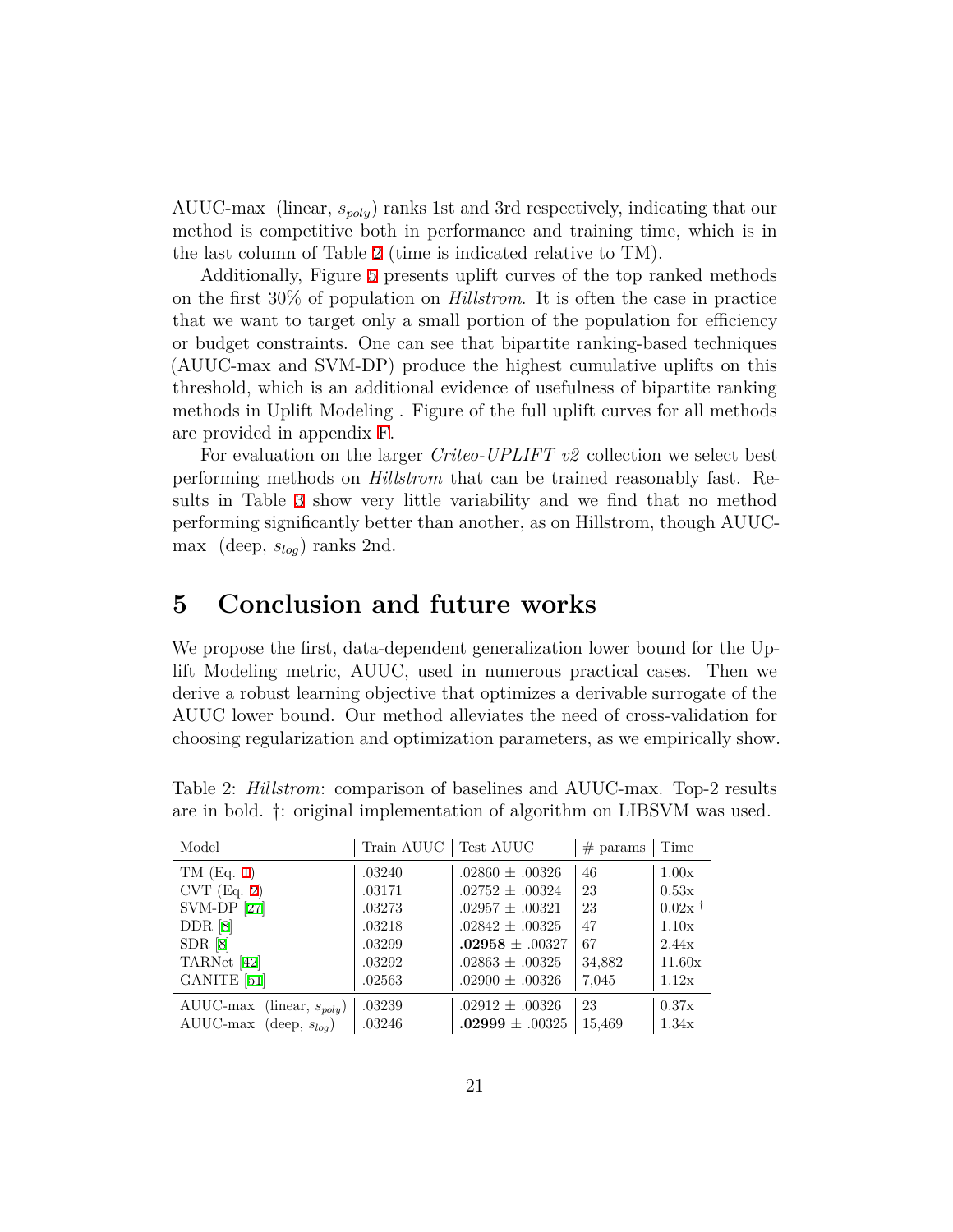AUUC-max (linear, $s_{poly}$) ranks 1st and 3rd respectively, indicating that our method is competitive both in performance and training time, which is in the last column of Table 2 (time is indicated relative to TM).

Additionally, Figure 5 presents uplift curves of the top ranked methods on the first 30% of population on *Hillstrom*. It is often the case in practice that we want to target only a small portion of the population for efficiency or budget constraints. One can see that bipartite ranking-based techniques (AUUC-max and SVM-DP) produce the highest cumulative uplifts on this threshold, which is an additional evidence of usefulness of bipartite ranking methods in Uplift Modeling . Figure of the full uplift curves for all methods are provided in appendix F.

For evaluation on the larger *Criteo-UPLIFT v2* collection we select best performing methods on *Hillstrom* that can be trained reasonably fast. Results in Table 3 show very little variability and we find that no method performing significantly better than another, as on Hillstrom, though AUUC-max (deep, $s_{log}$) ranks 2nd.

# 5 Conclusion and future works

We propose the first, data-dependent generalization lower bound for the Uplift Modeling metric, AUUC, used in numerous practical cases. Then we derive a robust learning objective that optimizes a derivable surrogate of the AUUC lower bound. Our method alleviates the need of cross-validation for choosing regularization and optimization parameters, as we empirically show.

Table 2: *Hillstrom*: comparison of baselines and AUUC-max. Top-2 results are in bold. †: original implementation of algorithm on LIBSVM was used.

| Model | Train AUUC | Test AUUC | # params | Time |
|---|---|---|---|---|
| TM (Eq. 1) | .03240 | .02860 ± .00326 | 46 | 1.00x |
| CVT (Eq. 2) | .03171 | .02752 ± .00324 | 23 | 0.53x |
| SVM-DP [27] | .03273 | .02957 ± .00321 | 23 | 0.02x † |
| DDR [8] | .03218 | .02842 ± .00325 | 47 | 1.10x |
| SDR [8] | .03299 | **.02958** ± .00327 | 67 | 2.44x |
| TARNet [42] | .03292 | .02863 ± .00325 | 34,882 | 11.60x |
| GANITE [51] | .02563 | .02900 ± .00326 | 7,045 | 1.12x |
| AUUC-max (linear, $s_{poly}$) | .03239 | .02912 ± .00326 | 23 | 0.37x |
| AUUC-max (deep, $s_{log}$) | .03246 | **.02999** ± .00325 | 15,469 | 1.34x |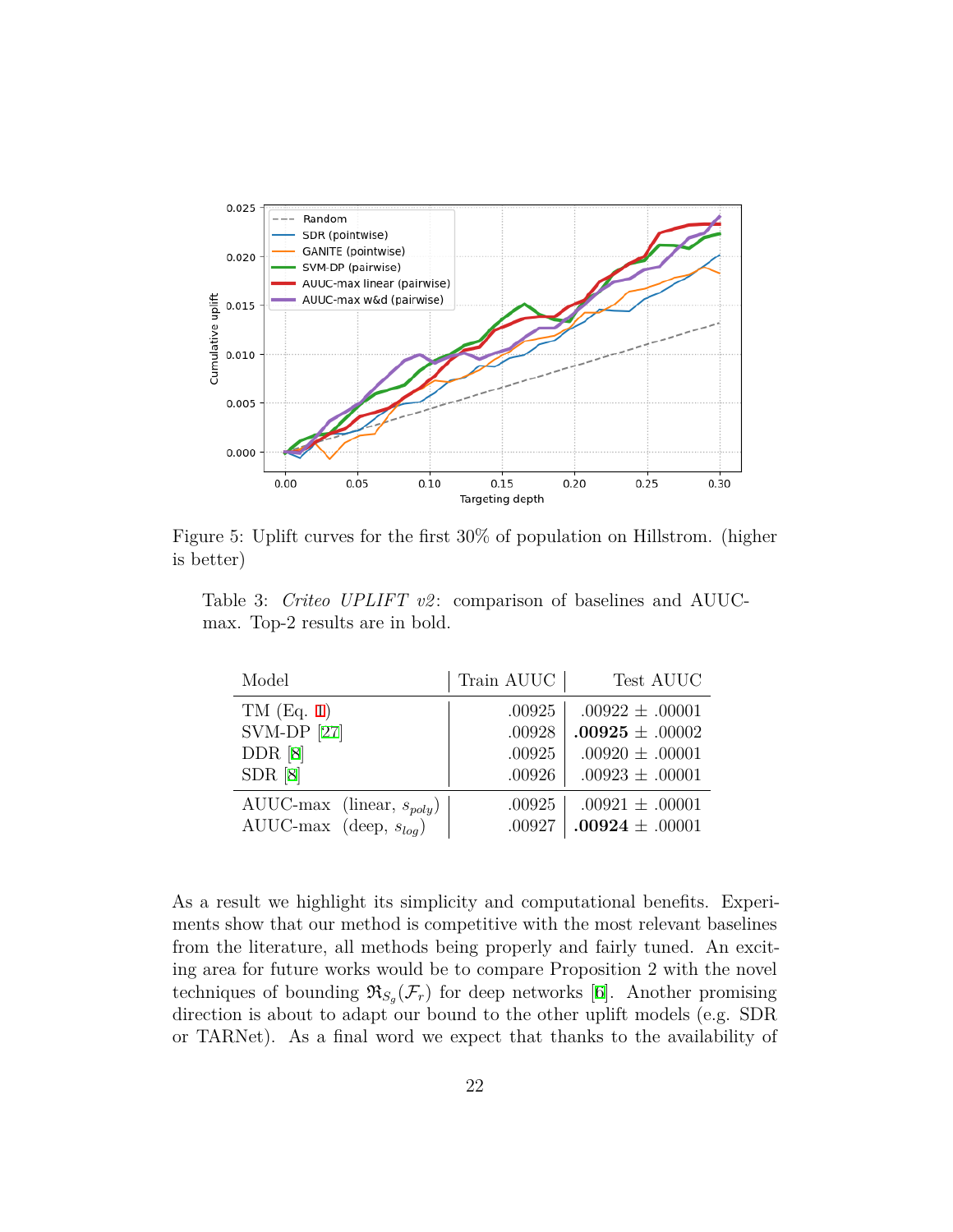0.025
0.020
0.015
0.010
0.005
0.000
Cumulative uplift
0.00 0.05 0.10 0.15 0.20 0.25 0.30
Targeting depth
Random
SDR (pointwise)
GANITE (pointwise)
SVM-DP (pairwise)
AUUC-max linear (pairwise)
AUUC-max w&d (pairwise)

Figure 5: Uplift curves for the first 30% of population on Hillstrom. (higher is better)

Table 3: *Criteo UPLIFT v2*: comparison of baselines and AUUC-max. Top-2 results are in bold.

| Model | Train AUUC | Test AUUC |
|---|---|---|
| TM (Eq. 1) | .00925 | .00922 ± .00001 |
| SVM-DP [27] | .00928 | **.00925** ± .00002 |
| DDR [8] | .00925 | .00920 ± .00001 |
| SDR [8] | .00926 | .00923 ± .00001 |
| AUUC-max (linear, $s_{poly}$) | .00925 | .00921 ± .00001 |
| AUUC-max (deep, $s_{log}$) | .00927 | **.00924** ± .00001 |

As a result we highlight its simplicity and computational benefits. Experiments show that our method is competitive with the most relevant baselines from the literature, all methods being properly and fairly tuned. An exciting area for future works would be to compare Proposition 2 with the novel techniques of bounding $\mathfrak{R}_{S_g}(\mathcal{F}_r)$ for deep networks [6]. Another promising direction is about to adapt our bound to the other uplift models (e.g. SDR or TARNet). As a final word we expect that thanks to the availability of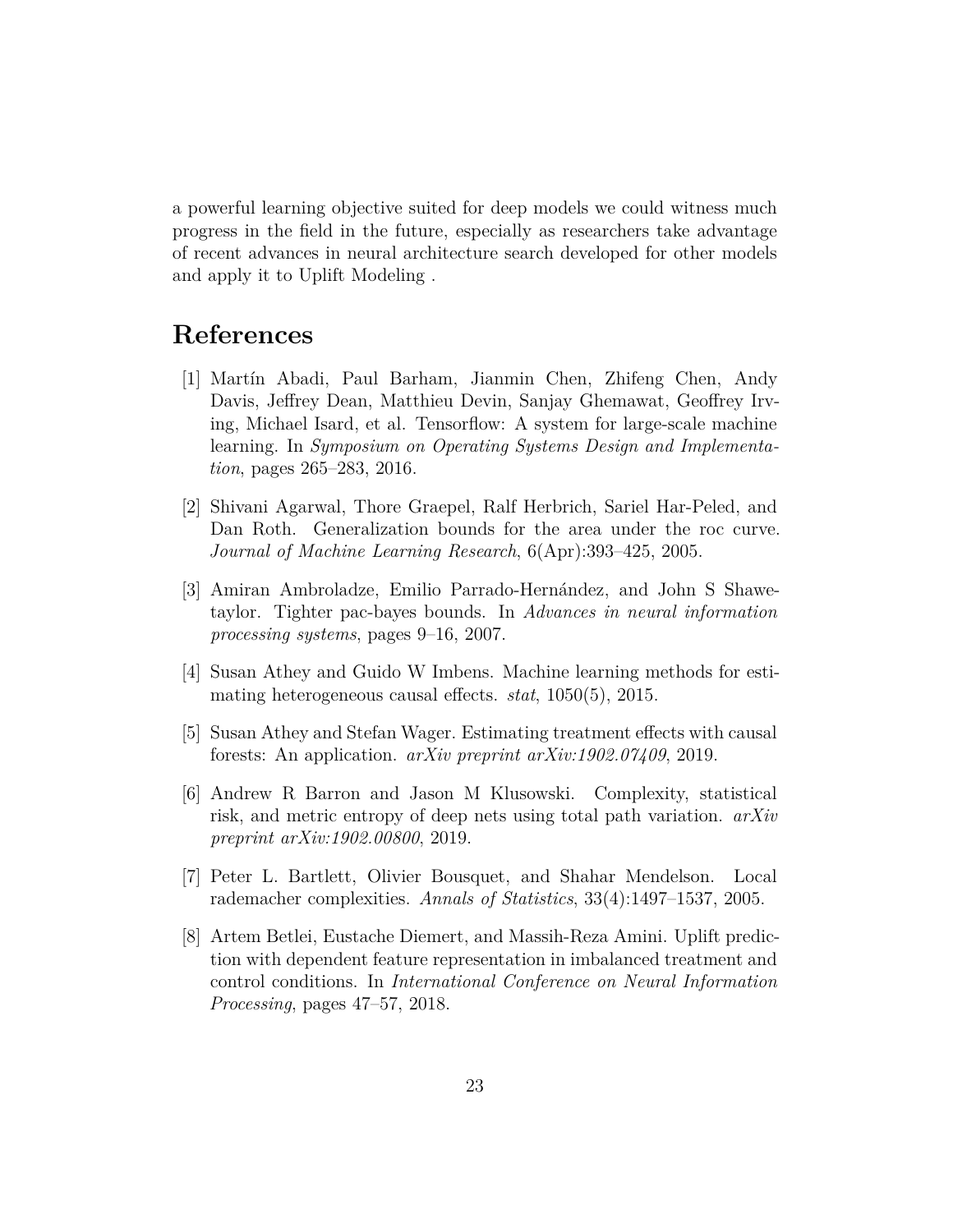a powerful learning objective suited for deep models we could witness much progress in the field in the future, especially as researchers take advantage of recent advances in neural architecture search developed for other models and apply it to Uplift Modeling .

# References

[1] Martín Abadi, Paul Barham, Jianmin Chen, Zhifeng Chen, Andy Davis, Jeffrey Dean, Matthieu Devin, Sanjay Ghemawat, Geoffrey Irving, Michael Isard, et al. Tensorflow: A system for large-scale machine learning. In *Symposium on Operating Systems Design and Implementation*, pages 265–283, 2016.

[2] Shivani Agarwal, Thore Graepel, Ralf Herbrich, Sariel Har-Peled, and Dan Roth. Generalization bounds for the area under the roc curve. *Journal of Machine Learning Research*, 6(Apr):393–425, 2005.

[3] Amiran Ambroladze, Emilio Parrado-Hernández, and John S Shawe-taylor. Tighter pac-bayes bounds. In *Advances in neural information processing systems*, pages 9–16, 2007.

[4] Susan Athey and Guido W Imbens. Machine learning methods for estimating heterogeneous causal effects. *stat*, 1050(5), 2015.

[5] Susan Athey and Stefan Wager. Estimating treatment effects with causal forests: An application. *arXiv preprint arXiv:1902.07409*, 2019.

[6] Andrew R Barron and Jason M Klusowski. Complexity, statistical risk, and metric entropy of deep nets using total path variation. *arXiv preprint arXiv:1902.00800*, 2019.

[7] Peter L. Bartlett, Olivier Bousquet, and Shahar Mendelson. Local rademacher complexities. *Annals of Statistics*, 33(4):1497–1537, 2005.

[8] Artem Betlei, Eustache Diemert, and Massih-Reza Amini. Uplift prediction with dependent feature representation in imbalanced treatment and control conditions. In *International Conference on Neural Information Processing*, pages 47–57, 2018.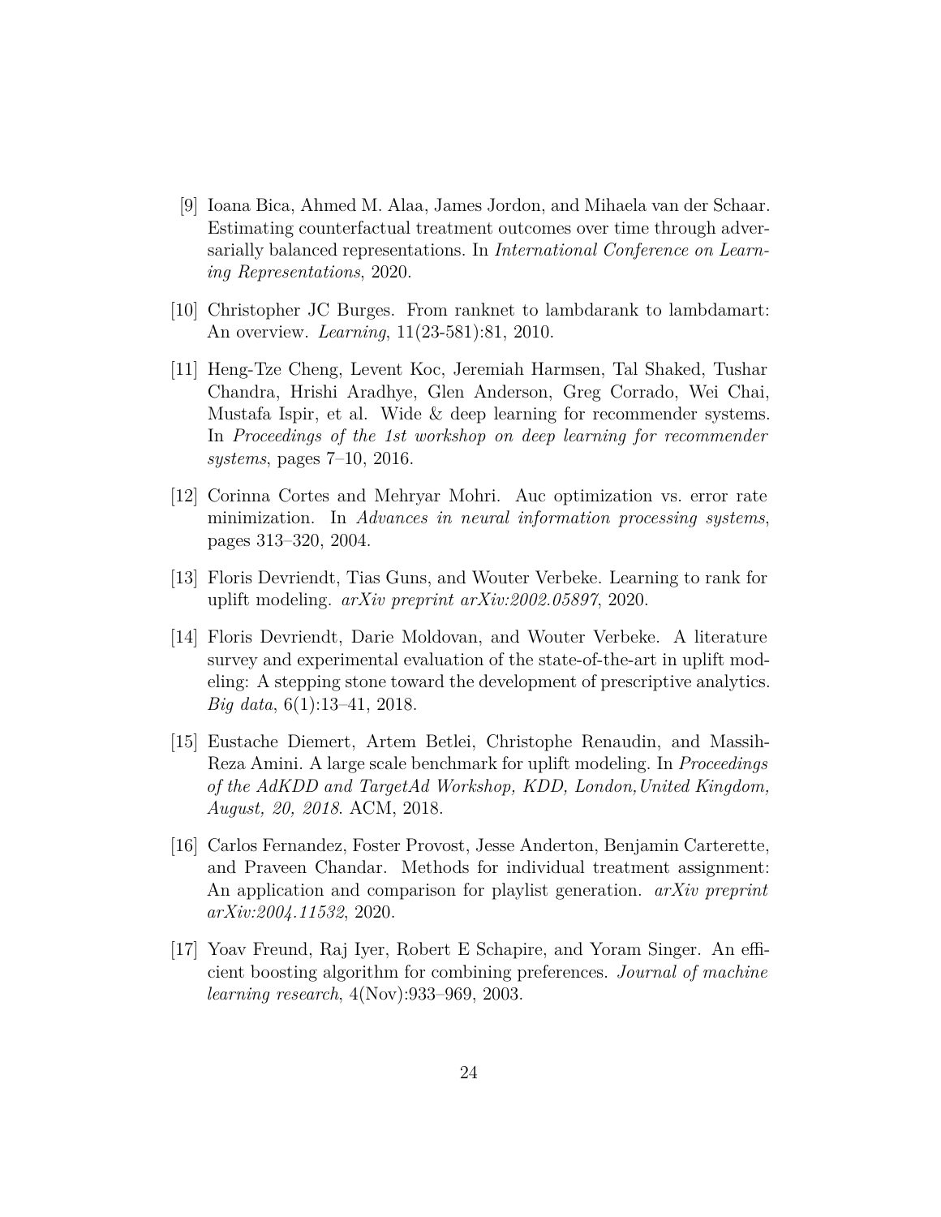[9] Ioana Bica, Ahmed M. Alaa, James Jordon, and Mihaela van der Schaar. Estimating counterfactual treatment outcomes over time through adversarially balanced representations. In *International Conference on Learning Representations*, 2020.

[10] Christopher JC Burges. From ranknet to lambdarank to lambdamart: An overview. *Learning*, 11(23-581):81, 2010.

[11] Heng-Tze Cheng, Levent Koc, Jeremiah Harmsen, Tal Shaked, Tushar Chandra, Hrishi Aradhye, Glen Anderson, Greg Corrado, Wei Chai, Mustafa Ispir, et al. Wide & deep learning for recommender systems. In *Proceedings of the 1st workshop on deep learning for recommender systems*, pages 7–10, 2016.

[12] Corinna Cortes and Mehryar Mohri. Auc optimization vs. error rate minimization. In *Advances in neural information processing systems*, pages 313–320, 2004.

[13] Floris Devriendt, Tias Guns, and Wouter Verbeke. Learning to rank for uplift modeling. *arXiv preprint arXiv:2002.05897*, 2020.

[14] Floris Devriendt, Darie Moldovan, and Wouter Verbeke. A literature survey and experimental evaluation of the state-of-the-art in uplift modeling: A stepping stone toward the development of prescriptive analytics. *Big data*, 6(1):13–41, 2018.

[15] Eustache Diemert, Artem Betlei, Christophe Renaudin, and Massih-Reza Amini. A large scale benchmark for uplift modeling. In *Proceedings of the AdKDD and TargetAd Workshop, KDD, London,United Kingdom, August, 20, 2018*. ACM, 2018.

[16] Carlos Fernandez, Foster Provost, Jesse Anderton, Benjamin Carterette, and Praveen Chandar. Methods for individual treatment assignment: An application and comparison for playlist generation. *arXiv preprint arXiv:2004.11532*, 2020.

[17] Yoav Freund, Raj Iyer, Robert E Schapire, and Yoram Singer. An efficient boosting algorithm for combining preferences. *Journal of machine learning research*, 4(Nov):933–969, 2003.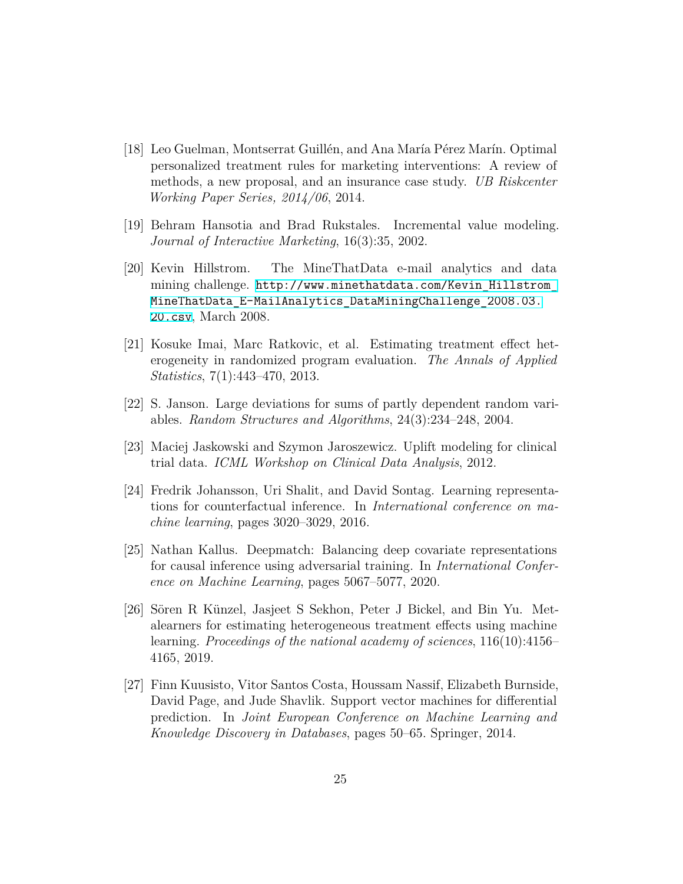[18] Leo Guelman, Montserrat Guillén, and Ana María Pérez Marín. Optimal personalized treatment rules for marketing interventions: A review of methods, a new proposal, and an insurance case study. *UB Riskcenter Working Paper Series, 2014/06*, 2014.

[19] Behram Hansotia and Brad Rukstales. Incremental value modeling. *Journal of Interactive Marketing*, 16(3):35, 2002.

[20] Kevin Hillstrom. The MineThatData e-mail analytics and data mining challenge. http://www.minethatdata.com/Kevin_Hillstrom_MineThatData_E-MailAnalytics_DataMiningChallenge_2008.03.20.csv, March 2008.

[21] Kosuke Imai, Marc Ratkovic, et al. Estimating treatment effect heterogeneity in randomized program evaluation. *The Annals of Applied Statistics*, 7(1):443–470, 2013.

[22] S. Janson. Large deviations for sums of partly dependent random variables. *Random Structures and Algorithms*, 24(3):234–248, 2004.

[23] Maciej Jaskowski and Szymon Jaroszewicz. Uplift modeling for clinical trial data. *ICML Workshop on Clinical Data Analysis*, 2012.

[24] Fredrik Johansson, Uri Shalit, and David Sontag. Learning representations for counterfactual inference. In *International conference on machine learning*, pages 3020–3029, 2016.

[25] Nathan Kallus. Deepmatch: Balancing deep covariate representations for causal inference using adversarial training. In *International Conference on Machine Learning*, pages 5067–5077, 2020.

[26] Sören R Künzel, Jasjeet S Sekhon, Peter J Bickel, and Bin Yu. Metalearners for estimating heterogeneous treatment effects using machine learning. *Proceedings of the national academy of sciences*, 116(10):4156–4165, 2019.

[27] Finn Kuusisto, Vitor Santos Costa, Houssam Nassif, Elizabeth Burnside, David Page, and Jude Shavlik. Support vector machines for differential prediction. In *Joint European Conference on Machine Learning and Knowledge Discovery in Databases*, pages 50–65. Springer, 2014.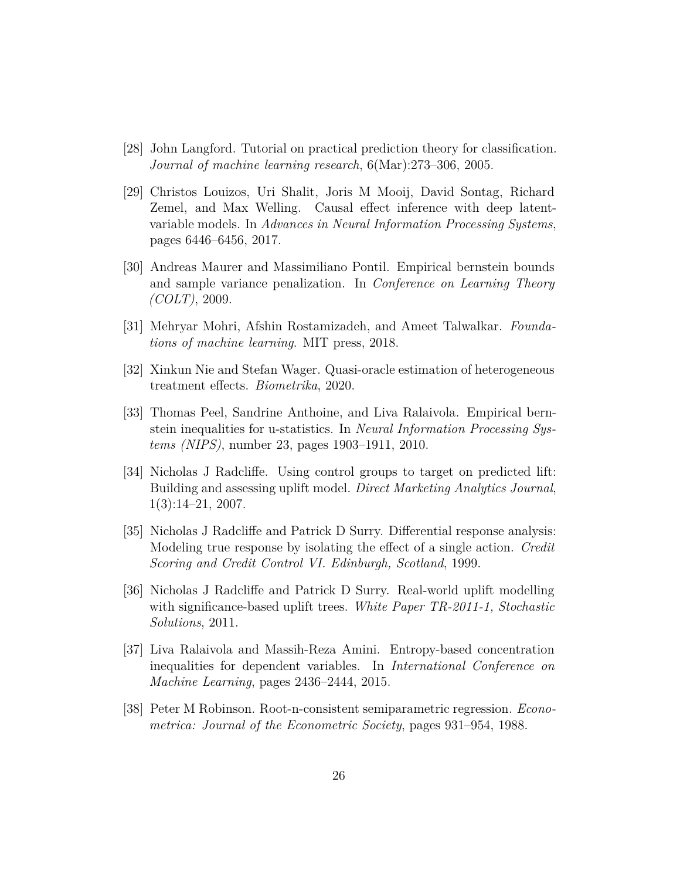[28] John Langford. Tutorial on practical prediction theory for classification. *Journal of machine learning research*, 6(Mar):273–306, 2005.

[29] Christos Louizos, Uri Shalit, Joris M Mooij, David Sontag, Richard Zemel, and Max Welling. Causal effect inference with deep latent-variable models. In *Advances in Neural Information Processing Systems*, pages 6446–6456, 2017.

[30] Andreas Maurer and Massimiliano Pontil. Empirical bernstein bounds and sample variance penalization. In *Conference on Learning Theory (COLT)*, 2009.

[31] Mehryar Mohri, Afshin Rostamizadeh, and Ameet Talwalkar. *Foundations of machine learning*. MIT press, 2018.

[32] Xinkun Nie and Stefan Wager. Quasi-oracle estimation of heterogeneous treatment effects. *Biometrika*, 2020.

[33] Thomas Peel, Sandrine Anthoine, and Liva Ralaivola. Empirical bernstein inequalities for u-statistics. In *Neural Information Processing Systems (NIPS)*, number 23, pages 1903–1911, 2010.

[34] Nicholas J Radcliffe. Using control groups to target on predicted lift: Building and assessing uplift model. *Direct Marketing Analytics Journal*, 1(3):14–21, 2007.

[35] Nicholas J Radcliffe and Patrick D Surry. Differential response analysis: Modeling true response by isolating the effect of a single action. *Credit Scoring and Credit Control VI. Edinburgh, Scotland*, 1999.

[36] Nicholas J Radcliffe and Patrick D Surry. Real-world uplift modelling with significance-based uplift trees. *White Paper TR-2011-1, Stochastic Solutions*, 2011.

[37] Liva Ralaivola and Massih-Reza Amini. Entropy-based concentration inequalities for dependent variables. In *International Conference on Machine Learning*, pages 2436–2444, 2015.

[38] Peter M Robinson. Root-n-consistent semiparametric regression. *Econometrica: Journal of the Econometric Society*, pages 931–954, 1988.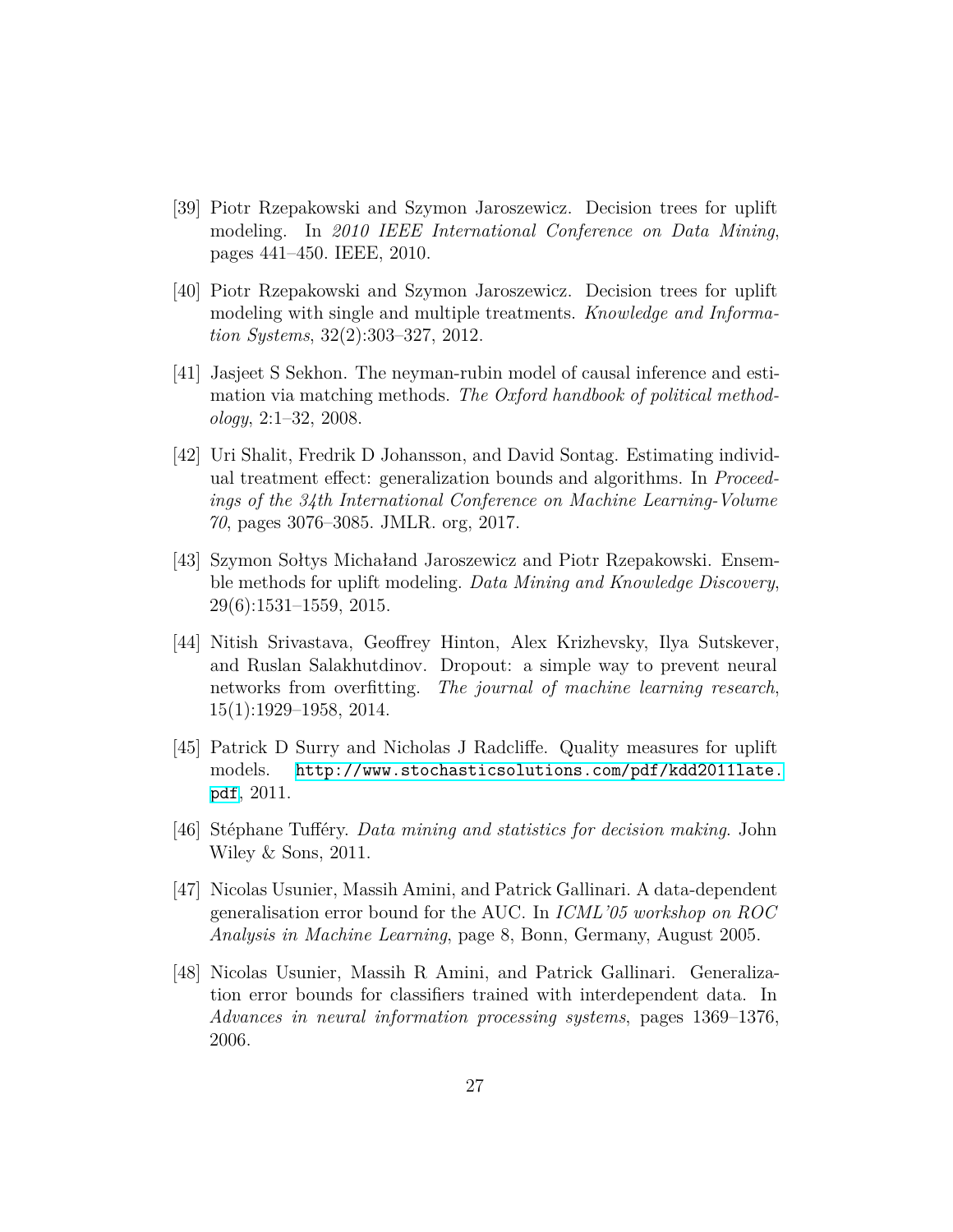[39] Piotr Rzepakowski and Szymon Jaroszewicz. Decision trees for uplift modeling. In *2010 IEEE International Conference on Data Mining*, pages 441–450. IEEE, 2010.

[40] Piotr Rzepakowski and Szymon Jaroszewicz. Decision trees for uplift modeling with single and multiple treatments. *Knowledge and Information Systems*, 32(2):303–327, 2012.

[41] Jasjeet S Sekhon. The neyman-rubin model of causal inference and estimation via matching methods. *The Oxford handbook of political methodology*, 2:1–32, 2008.

[42] Uri Shalit, Fredrik D Johansson, and David Sontag. Estimating individual treatment effect: generalization bounds and algorithms. In *Proceedings of the 34th International Conference on Machine Learning-Volume 70*, pages 3076–3085. JMLR. org, 2017.

[43] Szymon Sołtys Michałand Jaroszewicz and Piotr Rzepakowski. Ensemble methods for uplift modeling. *Data Mining and Knowledge Discovery*, 29(6):1531–1559, 2015.

[44] Nitish Srivastava, Geoffrey Hinton, Alex Krizhevsky, Ilya Sutskever, and Ruslan Salakhutdinov. Dropout: a simple way to prevent neural networks from overfitting. *The journal of machine learning research*, 15(1):1929–1958, 2014.

[45] Patrick D Surry and Nicholas J Radcliffe. Quality measures for uplift models. http://www.stochasticsolutions.com/pdf/kdd2011late.pdf, 2011.

[46] Stéphane Tufféry. *Data mining and statistics for decision making*. John Wiley & Sons, 2011.

[47] Nicolas Usunier, Massih Amini, and Patrick Gallinari. A data-dependent generalisation error bound for the AUC. In *ICML'05 workshop on ROC Analysis in Machine Learning*, page 8, Bonn, Germany, August 2005.

[48] Nicolas Usunier, Massih R Amini, and Patrick Gallinari. Generalization error bounds for classifiers trained with interdependent data. In *Advances in neural information processing systems*, pages 1369–1376, 2006.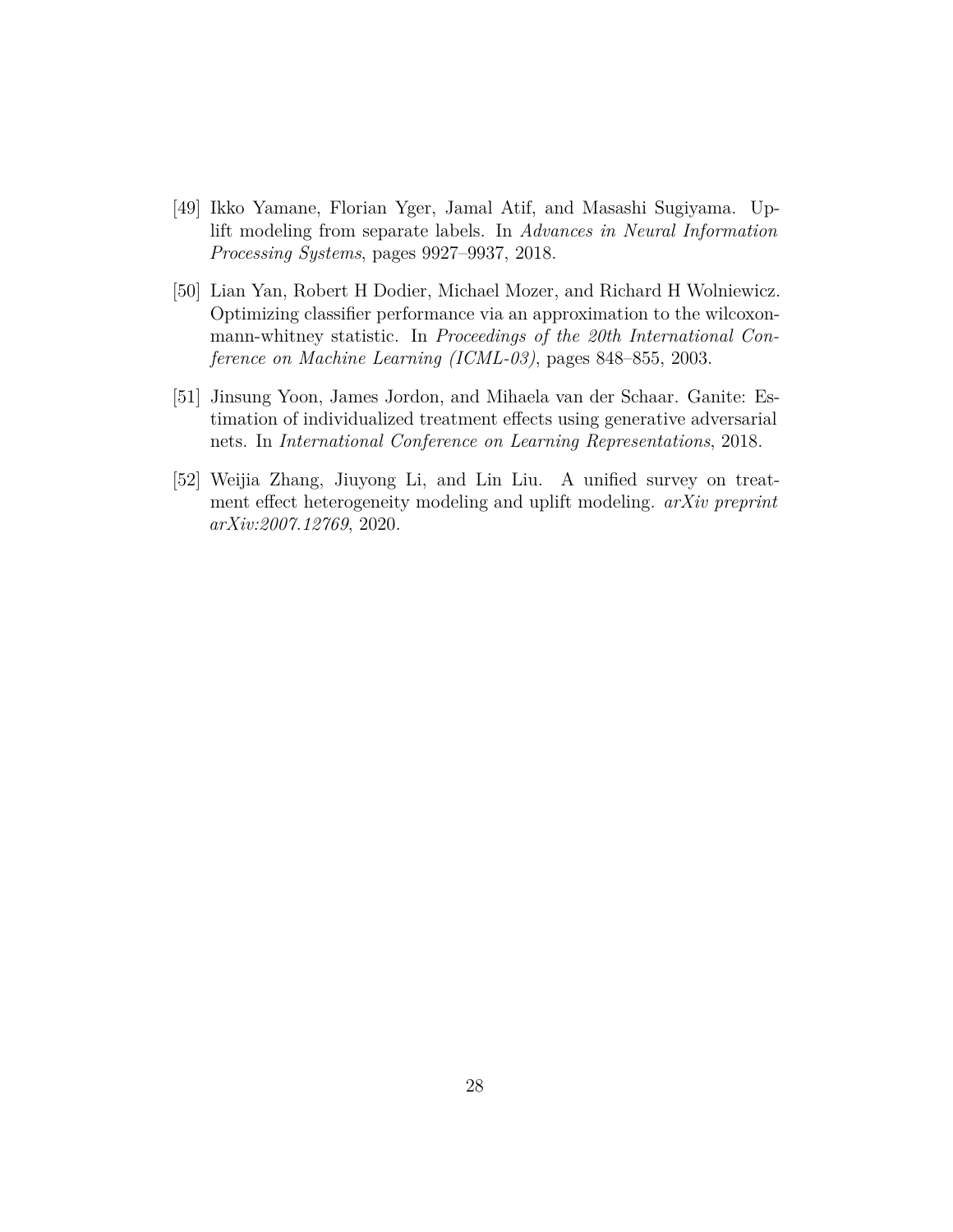[49] Ikko Yamane, Florian Yger, Jamal Atif, and Masashi Sugiyama. Uplift modeling from separate labels. In *Advances in Neural Information Processing Systems*, pages 9927–9937, 2018.

[50] Lian Yan, Robert H Dodier, Michael Mozer, and Richard H Wolniewicz. Optimizing classifier performance via an approximation to the wilcoxon-mann-whitney statistic. In *Proceedings of the 20th International Conference on Machine Learning (ICML-03)*, pages 848–855, 2003.

[51] Jinsung Yoon, James Jordon, and Mihaela van der Schaar. Ganite: Estimation of individualized treatment effects using generative adversarial nets. In *International Conference on Learning Representations*, 2018.

[52] Weijia Zhang, Jiuyong Li, and Lin Liu. A unified survey on treatment effect heterogeneity modeling and uplift modeling. *arXiv preprint arXiv:2007.12769*, 2020.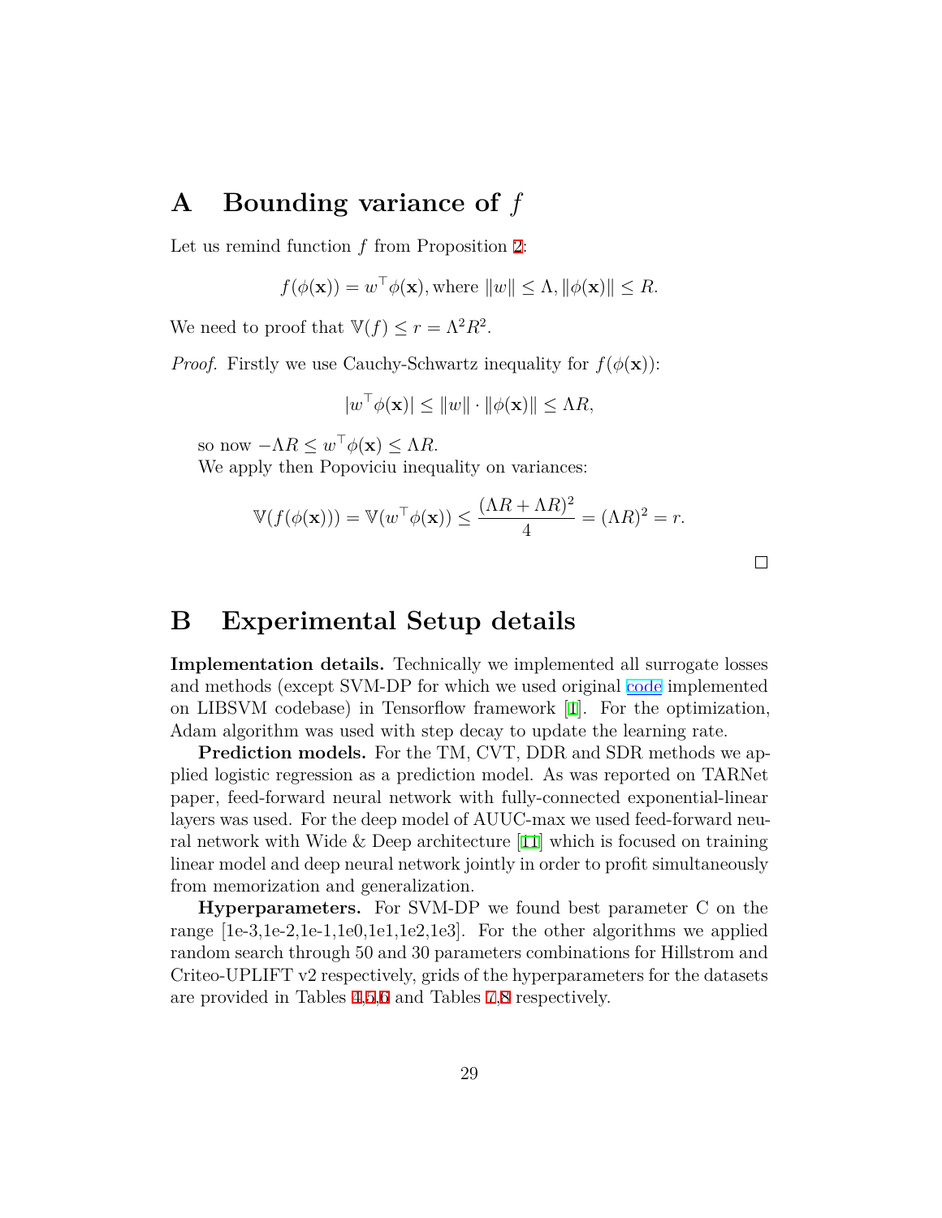# A Bounding variance of $f$

Let us remind function $f$ from Proposition 2:

$$f(\phi(\mathbf{x})) = w^\top \phi(\mathbf{x}), \text{where } \|w\| \leq \Lambda, \|\phi(\mathbf{x})\| \leq R.$$

We need to proof that $\mathbb{V}(f) \leq r = \Lambda^2 R^2$.

*Proof.* Firstly we use Cauchy-Schwartz inequality for $f(\phi(\mathbf{x}))$:

$$|w^\top \phi(\mathbf{x})| \leq \|w\| \cdot \|\phi(\mathbf{x})\| \leq \Lambda R,$$

so now $-\Lambda R \leq w^\top \phi(\mathbf{x}) \leq \Lambda R$.

We apply then Popoviciu inequality on variances:

$$\mathbb{V}(f(\phi(\mathbf{x}))) = \mathbb{V}(w^\top \phi(\mathbf{x})) \leq \frac{(\Lambda R + \Lambda R)^2}{4} = (\Lambda R)^2 = r.$$

□

# B Experimental Setup details

**Implementation details.** Technically we implemented all surrogate losses and methods (except SVM-DP for which we used original code implemented on LIBSVM codebase) in Tensorflow framework [1]. For the optimization, Adam algorithm was used with step decay to update the learning rate.

**Prediction models.** For the TM, CVT, DDR and SDR methods we applied logistic regression as a prediction model. As was reported on TARNet paper, feed-forward neural network with fully-connected exponential-linear layers was used. For the deep model of AUUC-max we used feed-forward neural network with Wide & Deep architecture [11] which is focused on training linear model and deep neural network jointly in order to profit simultaneously from memorization and generalization.

**Hyperparameters.** For SVM-DP we found best parameter C on the range [1e-3,1e-2,1e-1,1e0,1e1,1e2,1e3]. For the other algorithms we applied random search through 50 and 30 parameters combinations for Hillstrom and Criteo-UPLIFT v2 respectively, grids of the hyperparameters for the datasets are provided in Tables 4,5,6 and Tables 7,8 respectively.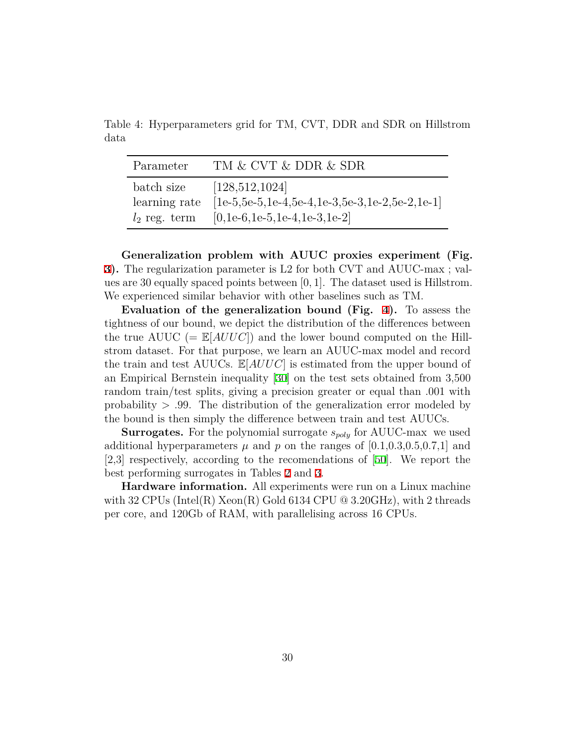Table 4: Hyperparameters grid for TM, CVT, DDR and SDR on Hillstrom data

| Parameter | TM & CVT & DDR & SDR |
|---|---|
| batch size | [128,512,1024] |
| learning rate | [1e-5,5e-5,1e-4,5e-4,1e-3,5e-3,1e-2,5e-2,1e-1] |
| $l_2$ reg. term | [0,1e-6,1e-5,1e-4,1e-3,1e-2] |

**Generalization problem with AUUC proxies experiment (Fig. 3).** The regularization parameter is L2 for both CVT and AUUC-max ; values are 30 equally spaced points between $[0, 1]$. The dataset used is Hillstrom. We experienced similar behavior with other baselines such as TM.

**Evaluation of the generalization bound (Fig. 4).** To assess the tightness of our bound, we depict the distribution of the differences between the true AUUC ($= \mathbb{E}[AUUC]$) and the lower bound computed on the Hillstrom dataset. For that purpose, we learn an AUUC-max model and record the train and test AUUCs. $\mathbb{E}[AUUC]$ is estimated from the upper bound of an Empirical Bernstein inequality [30] on the test sets obtained from 3,500 random train/test splits, giving a precision greater or equal than .001 with probability $> .99$. The distribution of the generalization error modeled by the bound is then simply the difference between train and test AUUCs.

**Surrogates.** For the polynomial surrogate $s_{poly}$ for AUUC-max we used additional hyperparameters $\mu$ and $p$ on the ranges of [0.1,0.3,0.5,0.7,1] and [2,3] respectively, according to the recomendations of [50]. We report the best performing surrogates in Tables 2 and 3.

**Hardware information.** All experiments were run on a Linux machine with 32 CPUs (Intel(R) Xeon(R) Gold 6134 CPU @ 3.20GHz), with 2 threads per core, and 120Gb of RAM, with parallelising across 16 CPUs.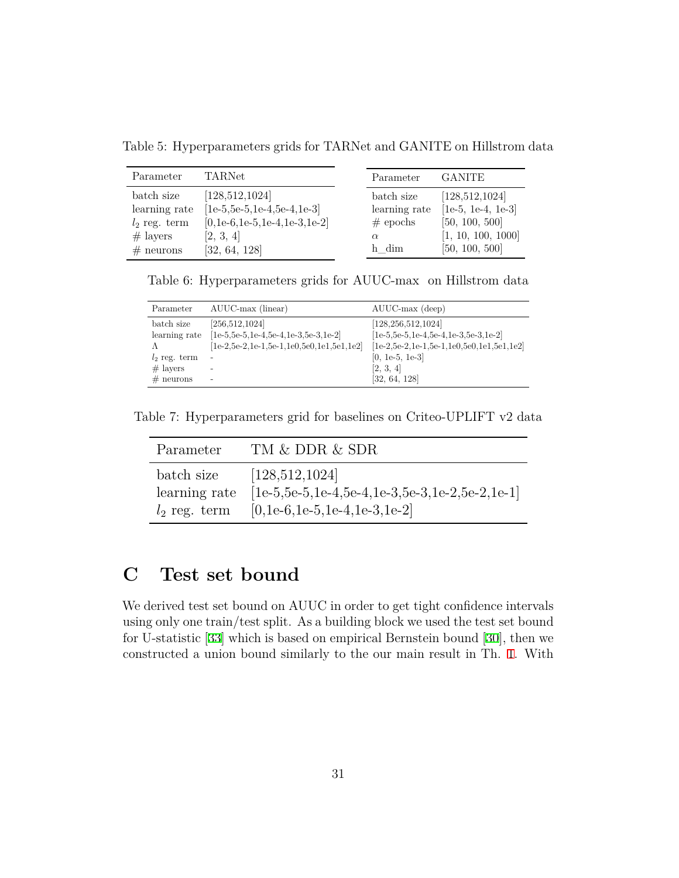Table 5: Hyperparameters grids for TARNet and GANITE on Hillstrom data

| Parameter | TARNet |
| --- | --- |
| batch size | [128,512,1024] |
| learning rate | [1e-5,5e-5,1e-4,5e-4,1e-3] |
| $l_2$ reg. term | [0,1e-6,1e-5,1e-4,1e-3,1e-2] |
| # layers | [2, 3, 4] |
| # neurons | [32, 64, 128] |

| Parameter | GANITE |
| --- | --- |
| batch size | [128,512,1024] |
| learning rate | [1e-5, 1e-4, 1e-3] |
| # epochs | [50, 100, 500] |
| $\alpha$ | [1, 10, 100, 1000] |
| h_dim | [50, 100, 500] |

Table 6: Hyperparameters grids for AUUC-max on Hillstrom data

| Parameter | AUUC-max (linear) | AUUC-max (deep) |
| --- | --- | --- |
| batch size | [256,512,1024] | [128,256,512,1024] |
| learning rate | [1e-5,5e-5,1e-4,5e-4,1e-3,5e-3,1e-2] | [1e-5,5e-5,1e-4,5e-4,1e-3,5e-3,1e-2] |
| $\Lambda$ | [1e-2,5e-2,1e-1,5e-1,1e0,5e0,1e1,5e1,1e2] | [1e-2,5e-2,1e-1,5e-1,1e0,5e0,1e1,5e1,1e2] |
| $l_2$ reg. term | - | [0, 1e-5, 1e-3] |
| # layers | - | [2, 3, 4] |
| # neurons | - | [32, 64, 128] |

Table 7: Hyperparameters grid for baselines on Criteo-UPLIFT v2 data

| Parameter | TM & DDR & SDR |
| --- | --- |
| batch size | [128,512,1024] |
| learning rate | [1e-5,5e-5,1e-4,5e-4,1e-3,5e-3,1e-2,5e-2,1e-1] |
| $l_2$ reg. term | [0,1e-6,1e-5,1e-4,1e-3,1e-2] |

# C Test set bound

We derived test set bound on AUUC in order to get tight confidence intervals using only one train/test split. As a building block we used the test set bound for U-statistic [33] which is based on empirical Bernstein bound [30], then we constructed a union bound similarly to the our main result in Th. 1. With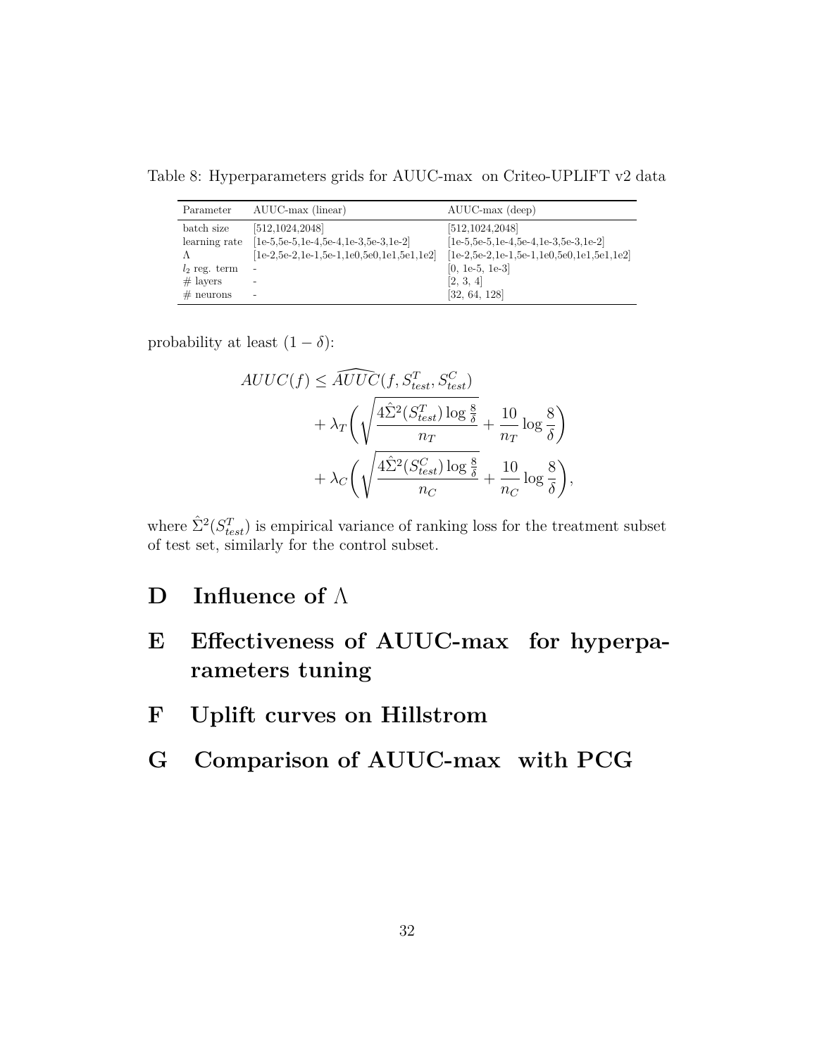Table 8: Hyperparameters grids for AUUC-max on Criteo-UPLIFT v2 data

| Parameter | AUUC-max (linear) | AUUC-max (deep) |
|---|---|---|
| batch size | [512,1024,2048] | [512,1024,2048] |
| learning rate | [1e-5,5e-5,1e-4,5e-4,1e-3,5e-3,1e-2] | [1e-5,5e-5,1e-4,5e-4,1e-3,5e-3,1e-2] |
| $\Lambda$ | [1e-2,5e-2,1e-1,5e-1,1e0,5e0,1e1,5e1,1e2] | [1e-2,5e-2,1e-1,5e-1,1e0,5e0,1e1,5e1,1e2] |
| $l_2$ reg. term | - | [0, 1e-5, 1e-3] |
| # layers | - | [2, 3, 4] |
| # neurons | - | [32, 64, 128] |

probability at least $(1 - \delta)$:

$$
\begin{aligned}
AUUC(f) \leq\ & \widehat{AUUC}(f, S_{test}^T, S_{test}^C) \\
& + \lambda_T \left( \sqrt{\frac{4\hat{\Sigma}^2(S_{test}^T) \log \frac{8}{\delta}}{n_T}} + \frac{10}{n_T} \log \frac{8}{\delta} \right) \\
& + \lambda_C \left( \sqrt{\frac{4\hat{\Sigma}^2(S_{test}^C) \log \frac{8}{\delta}}{n_C}} + \frac{10}{n_C} \log \frac{8}{\delta} \right),
\end{aligned}
$$

where $\hat{\Sigma}^2(S_{test}^T)$ is empirical variance of ranking loss for the treatment subset of test set, similarly for the control subset.

# D Influence of $\Lambda$

# E Effectiveness of AUUC-max for hyperparameters tuning

# F Uplift curves on Hillstrom

# G Comparison of AUUC-max with PCG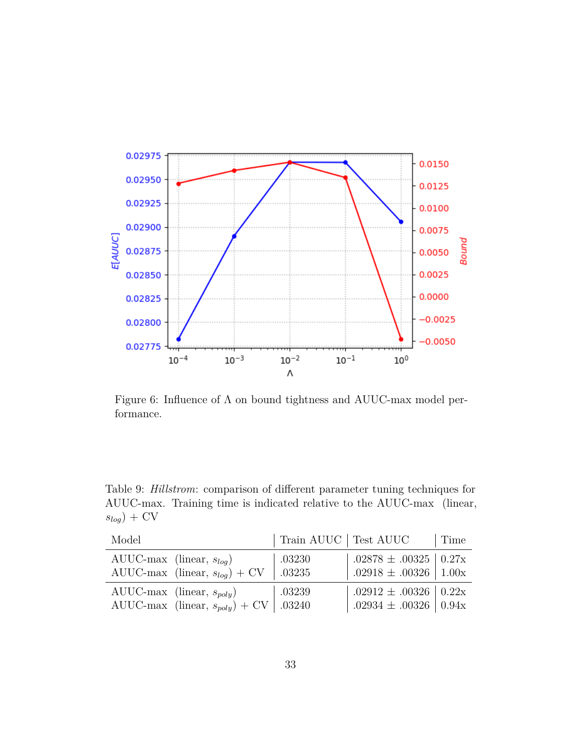0.02975
0.02950
0.02925
0.02900
0.02875
0.02850
0.02825
0.02800
0.02775

E[AUUC]

0.0150
0.0125
0.0100
0.0075
0.0050
0.0025
0.0000
−0.0025
−0.0050

Bound

$10^{-4}$ $10^{-3}$ $10^{-2}$ $10^{-1}$ $10^{0}$

Λ

Figure 6: Influence of Λ on bound tightness and AUUC-max model performance.

Table 9: *Hillstrom*: comparison of different parameter tuning techniques for AUUC-max. Training time is indicated relative to the AUUC-max (linear, $s_{log}$) + CV

| Model | Train AUUC | Test AUUC | Time |
|---|---|---|---|
| AUUC-max (linear, $s_{log}$) | .03230 | .02878 ± .00325 | 0.27x |
| AUUC-max (linear, $s_{log}$) + CV | .03235 | .02918 ± .00326 | 1.00x |
| AUUC-max (linear, $s_{poly}$) | .03239 | .02912 ± .00326 | 0.22x |
| AUUC-max (linear, $s_{poly}$) + CV | .03240 | .02934 ± .00326 | 0.94x |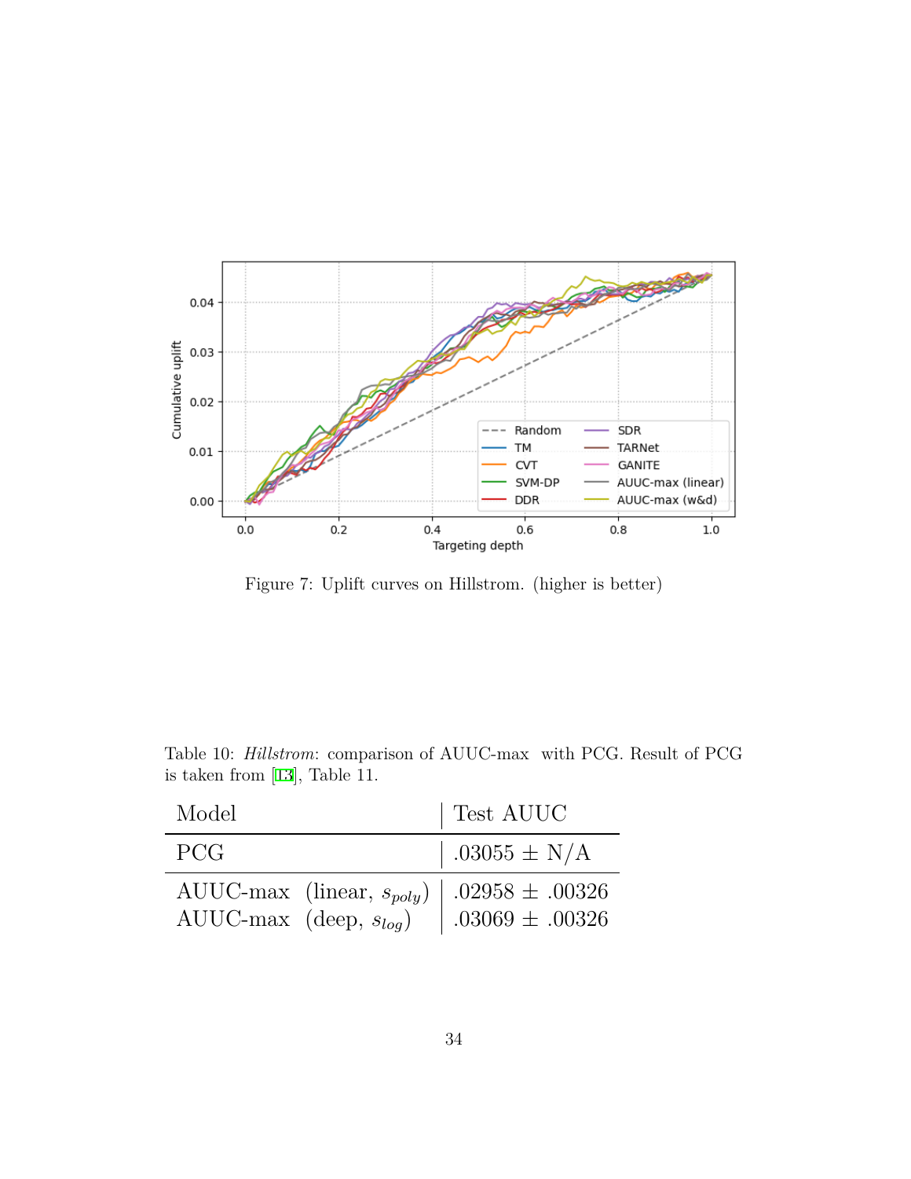0.04
0.03
0.02
0.01
0.00

Cumulative uplift

0.0
0.2
0.4
0.6
0.8
1.0

Targeting depth

Random
TM
CVT
SVM-DP
DDR
SDR
TARNet
GANITE
AUUC-max (linear)
AUUC-max (w&d)

Figure 7: Uplift curves on Hillstrom. (higher is better)

Table 10: *Hillstrom*: comparison of AUUC-max with PCG. Result of PCG is taken from [13], Table 11.

| Model | Test AUUC |
|---|---|
| PCG | .03055 ± N/A |
| AUUC-max (linear, $s_{poly}$) | .02958 ± .00326 |
| AUUC-max (deep, $s_{log}$) | .03069 ± .00326 |